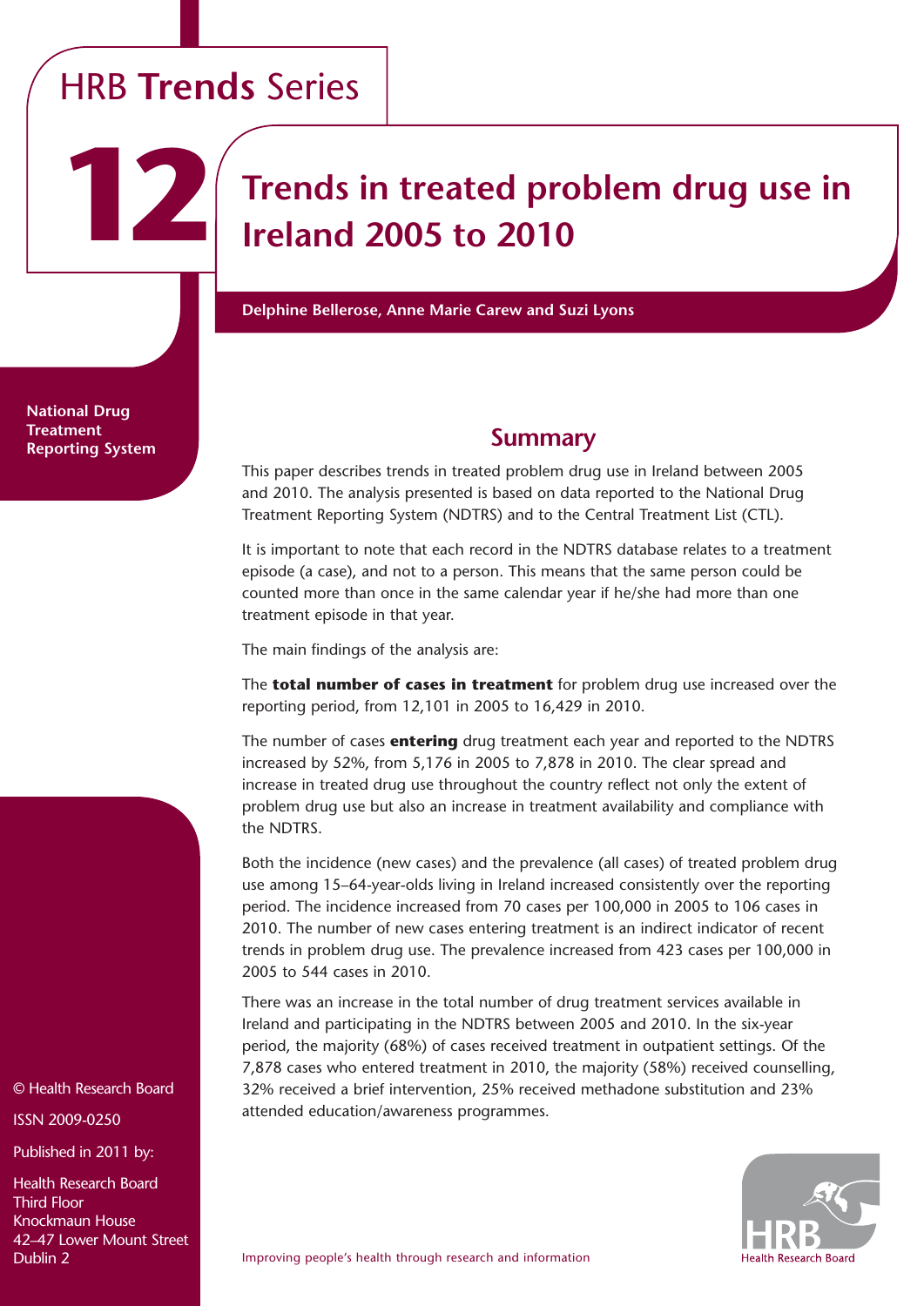HRB **Trends** Series

**12**

# Trends in treated problem drug use in Ireland 2005 to 2010

**Delphine Bellerose, Anne Marie Carew and Suzi Lyons**

**National Drug Treatment Reporting System**

## Summary

This paper describes trends in treated problem drug use in Ireland between 2005 and 2010. The analysis presented is based on data reported to the National Drug Treatment Reporting System (NDTRS) and to the Central Treatment List (CTL).

It is important to note that each record in the NDTRS database relates to a treatment episode (a case), and not to a person. This means that the same person could be counted more than once in the same calendar year if he/she had more than one treatment episode in that year.

The main findings of the analysis are:

The **total number of cases in treatment** for problem drug use increased over the reporting period, from 12,101 in 2005 to 16,429 in 2010.

The number of cases **entering** drug treatment each year and reported to the NDTRS increased by 52%, from 5,176 in 2005 to 7,878 in 2010. The clear spread and increase in treated drug use throughout the country reflect not only the extent of problem drug use but also an increase in treatment availability and compliance with the NDTRS.

Both the incidence (new cases) and the prevalence (all cases) of treated problem drug use among 15–64-year-olds living in Ireland increased consistently over the reporting period. The incidence increased from 70 cases per 100,000 in 2005 to 106 cases in 2010. The number of new cases entering treatment is an indirect indicator of recent trends in problem drug use. The prevalence increased from 423 cases per 100,000 in 2005 to 544 cases in 2010.

There was an increase in the total number of drug treatment services available in Ireland and participating in the NDTRS between 2005 and 2010. In the six-year period, the majority (68%) of cases received treatment in outpatient settings. Of the 7,878 cases who entered treatment in 2010, the majority (58%) received counselling, 32% received a brief intervention, 25% received methadone substitution and 23% attended education/awareness programmes.

© Health Research Board

ISSN 2009-0250

Published in 2011 by:

Health Research Board
Third Floor
Knockmaun House
42–47 Lower Mount Street
Dublin 2

Improving people's health through research and information

HRB Health Research Board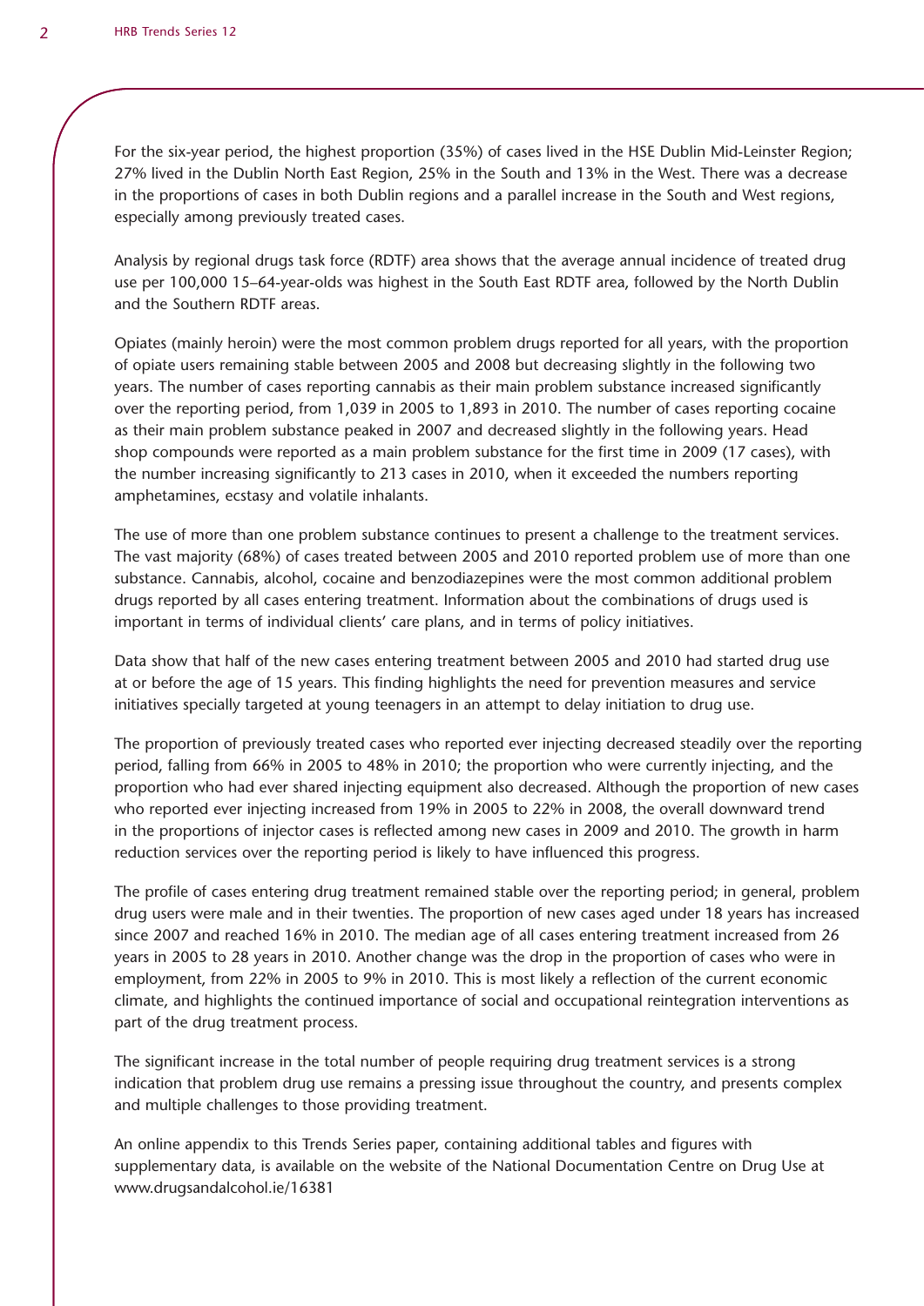For the six-year period, the highest proportion (35%) of cases lived in the HSE Dublin Mid-Leinster Region; 27% lived in the Dublin North East Region, 25% in the South and 13% in the West. There was a decrease in the proportions of cases in both Dublin regions and a parallel increase in the South and West regions, especially among previously treated cases.

Analysis by regional drugs task force (RDTF) area shows that the average annual incidence of treated drug use per 100,000 15–64-year-olds was highest in the South East RDTF area, followed by the North Dublin and the Southern RDTF areas.

Opiates (mainly heroin) were the most common problem drugs reported for all years, with the proportion of opiate users remaining stable between 2005 and 2008 but decreasing slightly in the following two years. The number of cases reporting cannabis as their main problem substance increased significantly over the reporting period, from 1,039 in 2005 to 1,893 in 2010. The number of cases reporting cocaine as their main problem substance peaked in 2007 and decreased slightly in the following years. Head shop compounds were reported as a main problem substance for the first time in 2009 (17 cases), with the number increasing significantly to 213 cases in 2010, when it exceeded the numbers reporting amphetamines, ecstasy and volatile inhalants.

The use of more than one problem substance continues to present a challenge to the treatment services. The vast majority (68%) of cases treated between 2005 and 2010 reported problem use of more than one substance. Cannabis, alcohol, cocaine and benzodiazepines were the most common additional problem drugs reported by all cases entering treatment. Information about the combinations of drugs used is important in terms of individual clients' care plans, and in terms of policy initiatives.

Data show that half of the new cases entering treatment between 2005 and 2010 had started drug use at or before the age of 15 years. This finding highlights the need for prevention measures and service initiatives specially targeted at young teenagers in an attempt to delay initiation to drug use.

The proportion of previously treated cases who reported ever injecting decreased steadily over the reporting period, falling from 66% in 2005 to 48% in 2010; the proportion who were currently injecting, and the proportion who had ever shared injecting equipment also decreased. Although the proportion of new cases who reported ever injecting increased from 19% in 2005 to 22% in 2008, the overall downward trend in the proportions of injector cases is reflected among new cases in 2009 and 2010. The growth in harm reduction services over the reporting period is likely to have influenced this progress.

The profile of cases entering drug treatment remained stable over the reporting period; in general, problem drug users were male and in their twenties. The proportion of new cases aged under 18 years has increased since 2007 and reached 16% in 2010. The median age of all cases entering treatment increased from 26 years in 2005 to 28 years in 2010. Another change was the drop in the proportion of cases who were in employment, from 22% in 2005 to 9% in 2010. This is most likely a reflection of the current economic climate, and highlights the continued importance of social and occupational reintegration interventions as part of the drug treatment process.

The significant increase in the total number of people requiring drug treatment services is a strong indication that problem drug use remains a pressing issue throughout the country, and presents complex and multiple challenges to those providing treatment.

An online appendix to this Trends Series paper, containing additional tables and figures with supplementary data, is available on the website of the National Documentation Centre on Drug Use at www.drugsandalcohol.ie/16381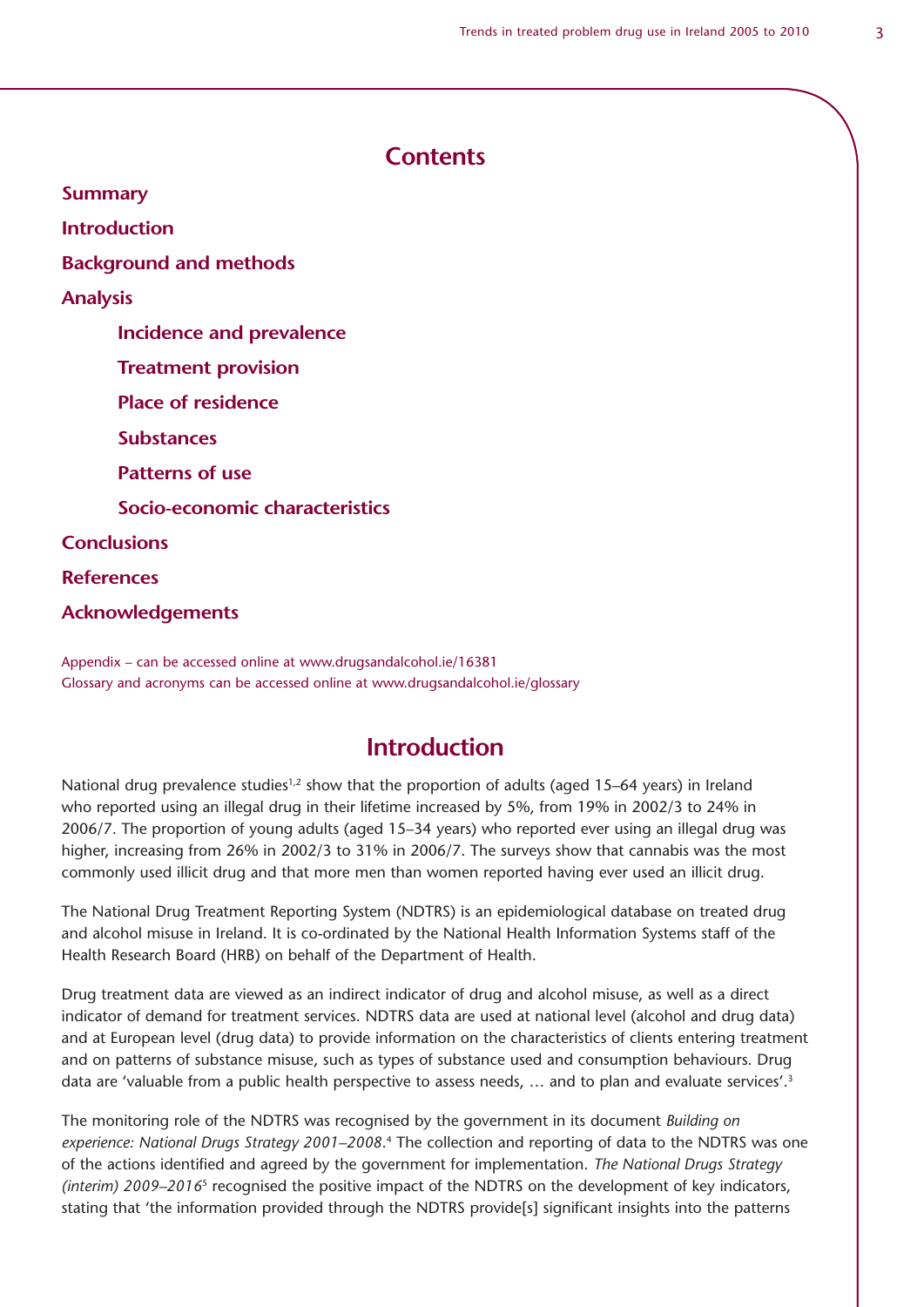# Contents

**Summary**

**Introduction**

**Background and methods**

**Analysis**

- **Incidence and prevalence**
- **Treatment provision**
- **Place of residence**
- **Substances**
- **Patterns of use**
- **Socio-economic characteristics**

**Conclusions**

**References**

**Acknowledgements**

Appendix – can be accessed online at www.drugsandalcohol.ie/16381
Glossary and acronyms can be accessed online at www.drugsandalcohol.ie/glossary

# Introduction

National drug prevalence studies[1,2] show that the proportion of adults (aged 15–64 years) in Ireland who reported using an illegal drug in their lifetime increased by 5%, from 19% in 2002/3 to 24% in 2006/7. The proportion of young adults (aged 15–34 years) who reported ever using an illegal drug was higher, increasing from 26% in 2002/3 to 31% in 2006/7. The surveys show that cannabis was the most commonly used illicit drug and that more men than women reported having ever used an illicit drug.

The National Drug Treatment Reporting System (NDTRS) is an epidemiological database on treated drug and alcohol misuse in Ireland. It is co-ordinated by the National Health Information Systems staff of the Health Research Board (HRB) on behalf of the Department of Health.

Drug treatment data are viewed as an indirect indicator of drug and alcohol misuse, as well as a direct indicator of demand for treatment services. NDTRS data are used at national level (alcohol and drug data) and at European level (drug data) to provide information on the characteristics of clients entering treatment and on patterns of substance misuse, such as types of substance used and consumption behaviours. Drug data are 'valuable from a public health perspective to assess needs, … and to plan and evaluate services'.[3]

The monitoring role of the NDTRS was recognised by the government in its document *Building on experience: National Drugs Strategy 2001–2008*.[4] The collection and reporting of data to the NDTRS was one of the actions identified and agreed by the government for implementation. *The National Drugs Strategy (interim) 2009–2016*[5] recognised the positive impact of the NDTRS on the development of key indicators, stating that 'the information provided through the NDTRS provide[s] significant insights into the patterns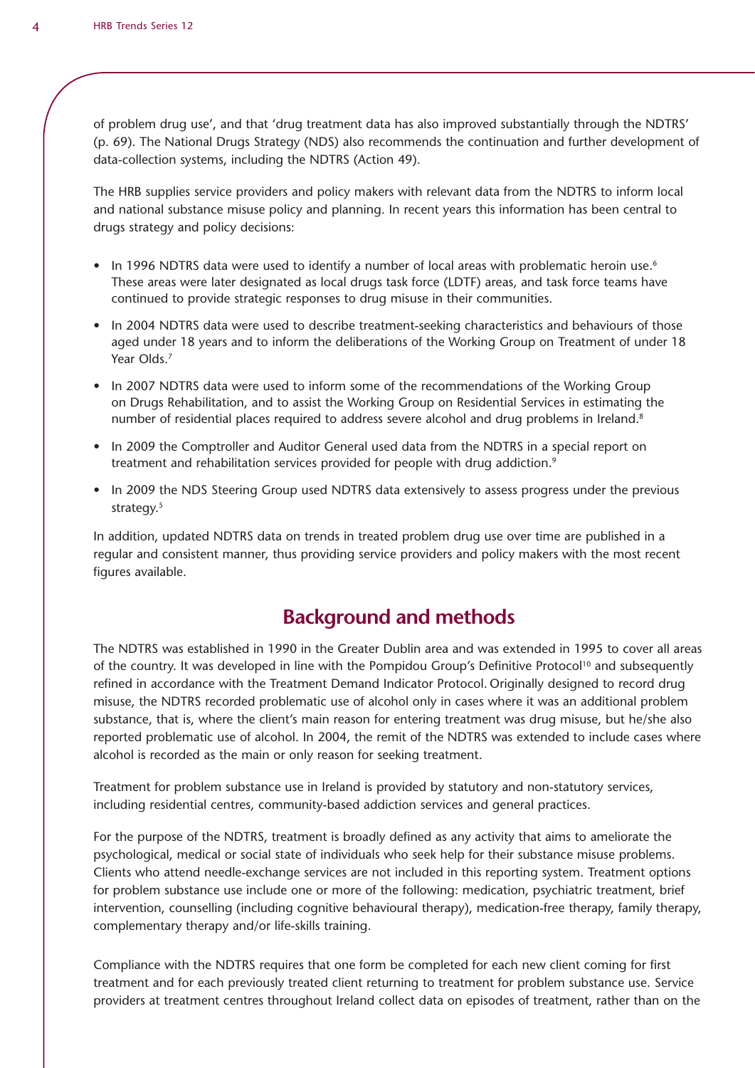of problem drug use', and that 'drug treatment data has also improved substantially through the NDTRS' (p. 69). The National Drugs Strategy (NDS) also recommends the continuation and further development of data-collection systems, including the NDTRS (Action 49).

The HRB supplies service providers and policy makers with relevant data from the NDTRS to inform local and national substance misuse policy and planning. In recent years this information has been central to drugs strategy and policy decisions:

- In 1996 NDTRS data were used to identify a number of local areas with problematic heroin use.[6] These areas were later designated as local drugs task force (LDTF) areas, and task force teams have continued to provide strategic responses to drug misuse in their communities.
- In 2004 NDTRS data were used to describe treatment-seeking characteristics and behaviours of those aged under 18 years and to inform the deliberations of the Working Group on Treatment of under 18 Year Olds.[7]
- In 2007 NDTRS data were used to inform some of the recommendations of the Working Group on Drugs Rehabilitation, and to assist the Working Group on Residential Services in estimating the number of residential places required to address severe alcohol and drug problems in Ireland.[8]
- In 2009 the Comptroller and Auditor General used data from the NDTRS in a special report on treatment and rehabilitation services provided for people with drug addiction.[9]
- In 2009 the NDS Steering Group used NDTRS data extensively to assess progress under the previous strategy.[5]

In addition, updated NDTRS data on trends in treated problem drug use over time are published in a regular and consistent manner, thus providing service providers and policy makers with the most recent figures available.

## Background and methods

The NDTRS was established in 1990 in the Greater Dublin area and was extended in 1995 to cover all areas of the country. It was developed in line with the Pompidou Group's Definitive Protocol[10] and subsequently refined in accordance with the Treatment Demand Indicator Protocol. Originally designed to record drug misuse, the NDTRS recorded problematic use of alcohol only in cases where it was an additional problem substance, that is, where the client's main reason for entering treatment was drug misuse, but he/she also reported problematic use of alcohol. In 2004, the remit of the NDTRS was extended to include cases where alcohol is recorded as the main or only reason for seeking treatment.

Treatment for problem substance use in Ireland is provided by statutory and non-statutory services, including residential centres, community-based addiction services and general practices.

For the purpose of the NDTRS, treatment is broadly defined as any activity that aims to ameliorate the psychological, medical or social state of individuals who seek help for their substance misuse problems. Clients who attend needle-exchange services are not included in this reporting system. Treatment options for problem substance use include one or more of the following: medication, psychiatric treatment, brief intervention, counselling (including cognitive behavioural therapy), medication-free therapy, family therapy, complementary therapy and/or life-skills training.

Compliance with the NDTRS requires that one form be completed for each new client coming for first treatment and for each previously treated client returning to treatment for problem substance use. Service providers at treatment centres throughout Ireland collect data on episodes of treatment, rather than on the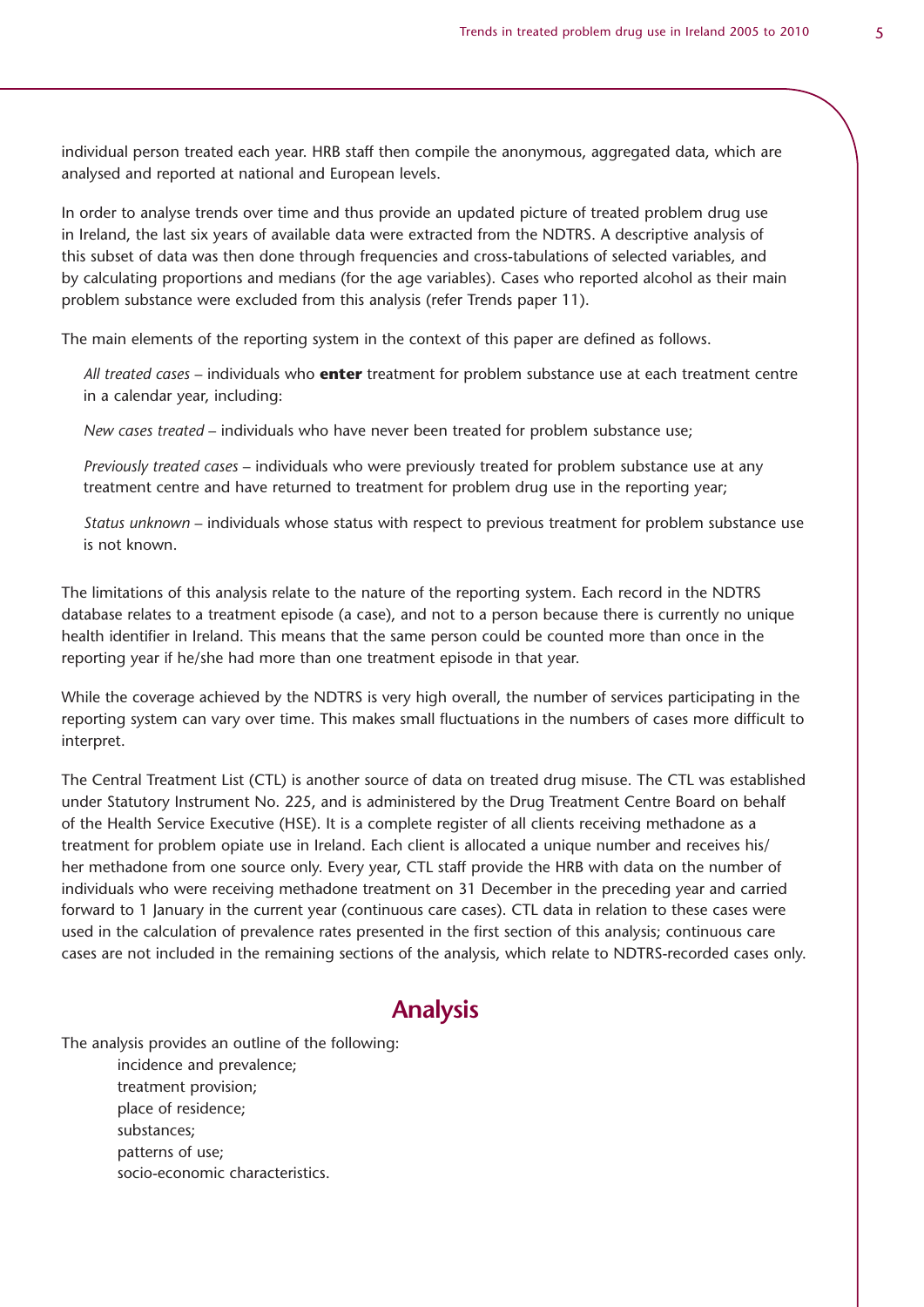individual person treated each year. HRB staff then compile the anonymous, aggregated data, which are analysed and reported at national and European levels.

In order to analyse trends over time and thus provide an updated picture of treated problem drug use in Ireland, the last six years of available data were extracted from the NDTRS. A descriptive analysis of this subset of data was then done through frequencies and cross-tabulations of selected variables, and by calculating proportions and medians (for the age variables). Cases who reported alcohol as their main problem substance were excluded from this analysis (refer Trends paper 11).

The main elements of the reporting system in the context of this paper are defined as follows.

*All treated cases* – individuals who **enter** treatment for problem substance use at each treatment centre in a calendar year, including:

*New cases treated* – individuals who have never been treated for problem substance use;

*Previously treated cases* – individuals who were previously treated for problem substance use at any treatment centre and have returned to treatment for problem drug use in the reporting year;

*Status unknown* – individuals whose status with respect to previous treatment for problem substance use is not known.

The limitations of this analysis relate to the nature of the reporting system. Each record in the NDTRS database relates to a treatment episode (a case), and not to a person because there is currently no unique health identifier in Ireland. This means that the same person could be counted more than once in the reporting year if he/she had more than one treatment episode in that year.

While the coverage achieved by the NDTRS is very high overall, the number of services participating in the reporting system can vary over time. This makes small fluctuations in the numbers of cases more difficult to interpret.

The Central Treatment List (CTL) is another source of data on treated drug misuse. The CTL was established under Statutory Instrument No. 225, and is administered by the Drug Treatment Centre Board on behalf of the Health Service Executive (HSE). It is a complete register of all clients receiving methadone as a treatment for problem opiate use in Ireland. Each client is allocated a unique number and receives his/her methadone from one source only. Every year, CTL staff provide the HRB with data on the number of individuals who were receiving methadone treatment on 31 December in the preceding year and carried forward to 1 January in the current year (continuous care cases). CTL data in relation to these cases were used in the calculation of prevalence rates presented in the first section of this analysis; continuous care cases are not included in the remaining sections of the analysis, which relate to NDTRS-recorded cases only.

## Analysis

The analysis provides an outline of the following:

- incidence and prevalence;
- treatment provision;
- place of residence;
- substances;
- patterns of use;
- socio-economic characteristics.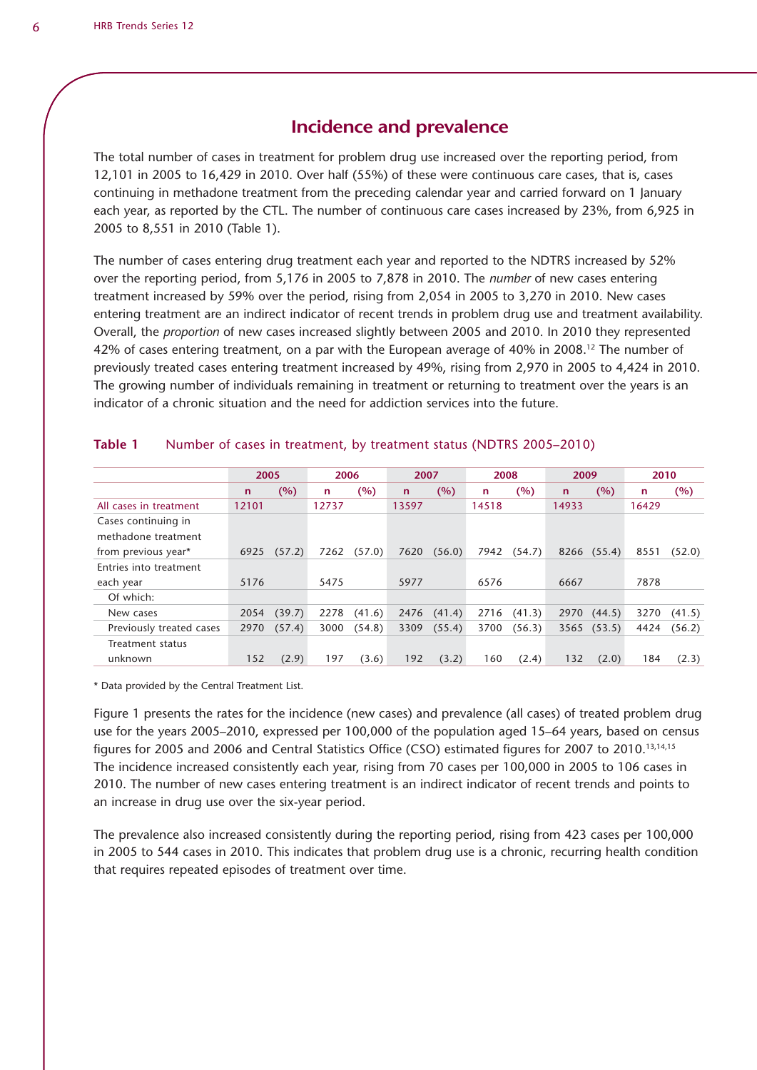## Incidence and prevalence

The total number of cases in treatment for problem drug use increased over the reporting period, from 12,101 in 2005 to 16,429 in 2010. Over half (55%) of these were continuous care cases, that is, cases continuing in methadone treatment from the preceding calendar year and carried forward on 1 January each year, as reported by the CTL. The number of continuous care cases increased by 23%, from 6,925 in 2005 to 8,551 in 2010 (Table 1).

The number of cases entering drug treatment each year and reported to the NDTRS increased by 52% over the reporting period, from 5,176 in 2005 to 7,878 in 2010. The *number* of new cases entering treatment increased by 59% over the period, rising from 2,054 in 2005 to 3,270 in 2010. New cases entering treatment are an indirect indicator of recent trends in problem drug use and treatment availability. Overall, the *proportion* of new cases increased slightly between 2005 and 2010. In 2010 they represented 42% of cases entering treatment, on a par with the European average of 40% in 2008.[12] The number of previously treated cases entering treatment increased by 49%, rising from 2,970 in 2005 to 4,424 in 2010. The growing number of individuals remaining in treatment or returning to treatment over the years is an indicator of a chronic situation and the need for addiction services into the future.

**Table 1** Number of cases in treatment, by treatment status (NDTRS 2005–2010)

| | 2005 | | 2006 | | 2007 | | 2008 | | 2009 | | 2010 | |
|---|---|---|---|---|---|---|---|---|---|---|---|---|
| | n | (%) | n | (%) | n | (%) | n | (%) | n | (%) | n | (%) |
| All cases in treatment | 12101 | | 12737 | | 13597 | | 14518 | | 14933 | | 16429 | |
| Cases continuing in methadone treatment from previous year* | 6925 | (57.2) | 7262 | (57.0) | 7620 | (56.0) | 7942 | (54.7) | 8266 | (55.4) | 8551 | (52.0) |
| Entries into treatment each year | 5176 | | 5475 | | 5977 | | 6576 | | 6667 | | 7878 | |
| Of which: | | | | | | | | | | | | |
| New cases | 2054 | (39.7) | 2278 | (41.6) | 2476 | (41.4) | 2716 | (41.3) | 2970 | (44.5) | 3270 | (41.5) |
| Previously treated cases | 2970 | (57.4) | 3000 | (54.8) | 3309 | (55.4) | 3700 | (56.3) | 3565 | (53.5) | 4424 | (56.2) |
| Treatment status unknown | 152 | (2.9) | 197 | (3.6) | 192 | (3.2) | 160 | (2.4) | 132 | (2.0) | 184 | (2.3) |

\* Data provided by the Central Treatment List.

Figure 1 presents the rates for the incidence (new cases) and prevalence (all cases) of treated problem drug use for the years 2005–2010, expressed per 100,000 of the population aged 15–64 years, based on census figures for 2005 and 2006 and Central Statistics Office (CSO) estimated figures for 2007 to 2010.[13,14,15] The incidence increased consistently each year, rising from 70 cases per 100,000 in 2005 to 106 cases in 2010. The number of new cases entering treatment is an indirect indicator of recent trends and points to an increase in drug use over the six-year period.

The prevalence also increased consistently during the reporting period, rising from 423 cases per 100,000 in 2005 to 544 cases in 2010. This indicates that problem drug use is a chronic, recurring health condition that requires repeated episodes of treatment over time.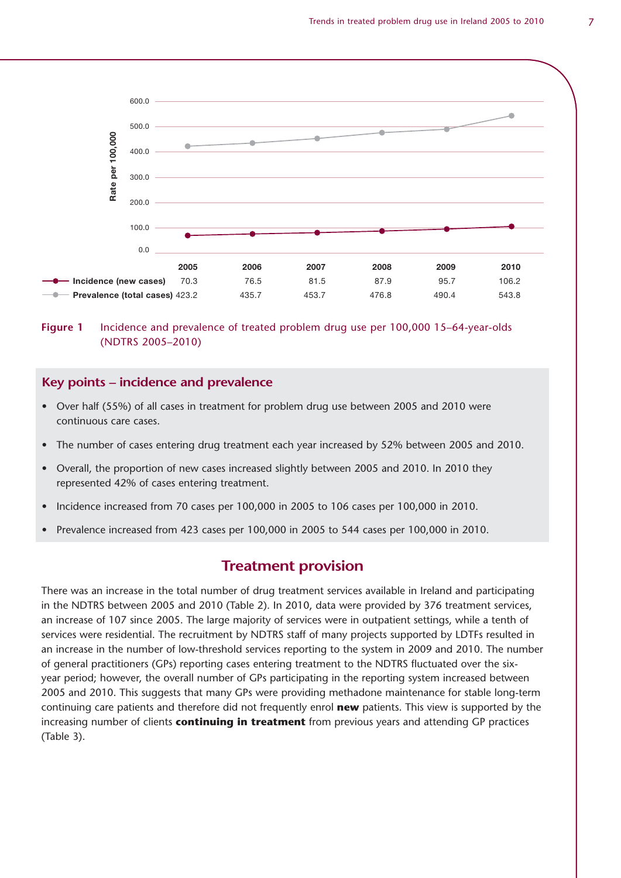| | 2005 | 2006 | 2007 | 2008 | 2009 | 2010 |
|---|---|---|---|---|---|---|
| Incidence (new cases) | 70.3 | 76.5 | 81.5 | 87.9 | 95.7 | 106.2 |
| Prevalence (total cases) | 423.2 | 435.7 | 453.7 | 476.8 | 490.4 | 543.8 |

**Figure 1** Incidence and prevalence of treated problem drug use per 100,000 15–64-year-olds (NDTRS 2005–2010)

## Key points – incidence and prevalence

- Over half (55%) of all cases in treatment for problem drug use between 2005 and 2010 were continuous care cases.
- The number of cases entering drug treatment each year increased by 52% between 2005 and 2010.
- Overall, the proportion of new cases increased slightly between 2005 and 2010. In 2010 they represented 42% of cases entering treatment.
- Incidence increased from 70 cases per 100,000 in 2005 to 106 cases per 100,000 in 2010.
- Prevalence increased from 423 cases per 100,000 in 2005 to 544 cases per 100,000 in 2010.

## Treatment provision

There was an increase in the total number of drug treatment services available in Ireland and participating in the NDTRS between 2005 and 2010 (Table 2). In 2010, data were provided by 376 treatment services, an increase of 107 since 2005. The large majority of services were in outpatient settings, while a tenth of services were residential. The recruitment by NDTRS staff of many projects supported by LDTFs resulted in an increase in the number of low-threshold services reporting to the system in 2009 and 2010. The number of general practitioners (GPs) reporting cases entering treatment to the NDTRS fluctuated over the six-year period; however, the overall number of GPs participating in the reporting system increased between 2005 and 2010. This suggests that many GPs were providing methadone maintenance for stable long-term continuing care patients and therefore did not frequently enrol **new** patients. This view is supported by the increasing number of clients **continuing in treatment** from previous years and attending GP practices (Table 3).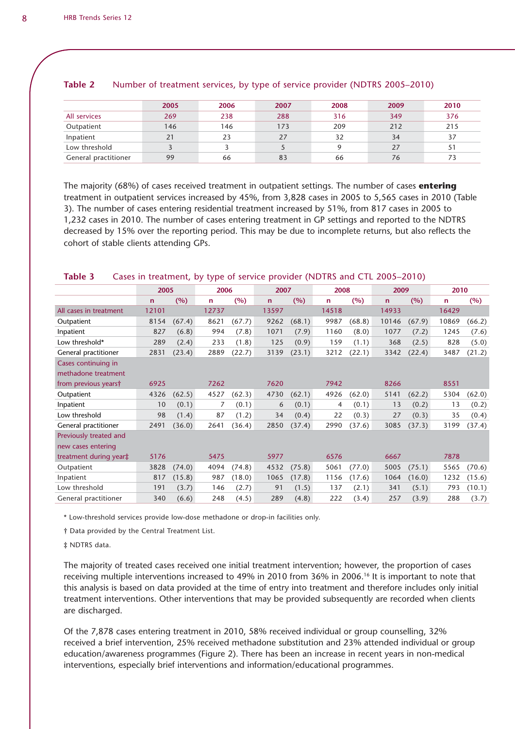**Table 2** Number of treatment services, by type of service provider (NDTRS 2005–2010)

| | 2005 | 2006 | 2007 | 2008 | 2009 | 2010 |
|---|---|---|---|---|---|---|
| All services | 269 | 238 | 288 | 316 | 349 | 376 |
| Outpatient | 146 | 146 | 173 | 209 | 212 | 215 |
| Inpatient | 21 | 23 | 27 | 32 | 34 | 37 |
| Low threshold | 3 | 3 | 5 | 9 | 27 | 51 |
| General practitioner | 99 | 66 | 83 | 66 | 76 | 73 |

The majority (68%) of cases received treatment in outpatient settings. The number of cases **entering** treatment in outpatient services increased by 45%, from 3,828 cases in 2005 to 5,565 cases in 2010 (Table 3). The number of cases entering residential treatment increased by 51%, from 817 cases in 2005 to 1,232 cases in 2010. The number of cases entering treatment in GP settings and reported to the NDTRS decreased by 15% over the reporting period. This may be due to incomplete returns, but also reflects the cohort of stable clients attending GPs.

**Table 3** Cases in treatment, by type of service provider (NDTRS and CTL 2005–2010)

| | 2005 | | 2006 | | 2007 | | 2008 | | 2009 | | 2010 | |
|---|---|---|---|---|---|---|---|---|---|---|---|---|
| | n | (%) | n | (%) | n | (%) | n | (%) | n | (%) | n | (%) |
| All cases in treatment | 12101 | | 12737 | | 13597 | | 14518 | | 14933 | | 16429 | |
| Outpatient | 8154 | (67.4) | 8621 | (67.7) | 9262 | (68.1) | 9987 | (68.8) | 10146 | (67.9) | 10869 | (66.2) |
| Inpatient | 827 | (6.8) | 994 | (7.8) | 1071 | (7.9) | 1160 | (8.0) | 1077 | (7.2) | 1245 | (7.6) |
| Low threshold* | 289 | (2.4) | 233 | (1.8) | 125 | (0.9) | 159 | (1.1) | 368 | (2.5) | 828 | (5.0) |
| General practitioner | 2831 | (23.4) | 2889 | (22.7) | 3139 | (23.1) | 3212 | (22.1) | 3342 | (22.4) | 3487 | (21.2) |
| Cases continuing in methadone treatment from previous years† | 6925 | | 7262 | | 7620 | | 7942 | | 8266 | | 8551 | |
| Outpatient | 4326 | (62.5) | 4527 | (62.3) | 4730 | (62.1) | 4926 | (62.0) | 5141 | (62.2) | 5304 | (62.0) |
| Inpatient | 10 | (0.1) | 7 | (0.1) | 6 | (0.1) | 4 | (0.1) | 13 | (0.2) | 13 | (0.2) |
| Low threshold | 98 | (1.4) | 87 | (1.2) | 34 | (0.4) | 22 | (0.3) | 27 | (0.3) | 35 | (0.4) |
| General practitioner | 2491 | (36.0) | 2641 | (36.4) | 2850 | (37.4) | 2990 | (37.6) | 3085 | (37.3) | 3199 | (37.4) |
| Previously treated and new cases entering treatment during year‡ | 5176 | | 5475 | | 5977 | | 6576 | | 6667 | | 7878 | |
| Outpatient | 3828 | (74.0) | 4094 | (74.8) | 4532 | (75.8) | 5061 | (77.0) | 5005 | (75.1) | 5565 | (70.6) |
| Inpatient | 817 | (15.8) | 987 | (18.0) | 1065 | (17.8) | 1156 | (17.6) | 1064 | (16.0) | 1232 | (15.6) |
| Low threshold | 191 | (3.7) | 146 | (2.7) | 91 | (1.5) | 137 | (2.1) | 341 | (5.1) | 793 | (10.1) |
| General practitioner | 340 | (6.6) | 248 | (4.5) | 289 | (4.8) | 222 | (3.4) | 257 | (3.9) | 288 | (3.7) |

\* Low-threshold services provide low-dose methadone or drop-in facilities only.

† Data provided by the Central Treatment List.

‡ NDTRS data.

The majority of treated cases received one initial treatment intervention; however, the proportion of cases receiving multiple interventions increased to 49% in 2010 from 36% in 2006.[16] It is important to note that this analysis is based on data provided at the time of entry into treatment and therefore includes only initial treatment interventions. Other interventions that may be provided subsequently are recorded when clients are discharged.

Of the 7,878 cases entering treatment in 2010, 58% received individual or group counselling, 32% received a brief intervention, 25% received methadone substitution and 23% attended individual or group education/awareness programmes (Figure 2). There has been an increase in recent years in non-medical interventions, especially brief interventions and information/educational programmes.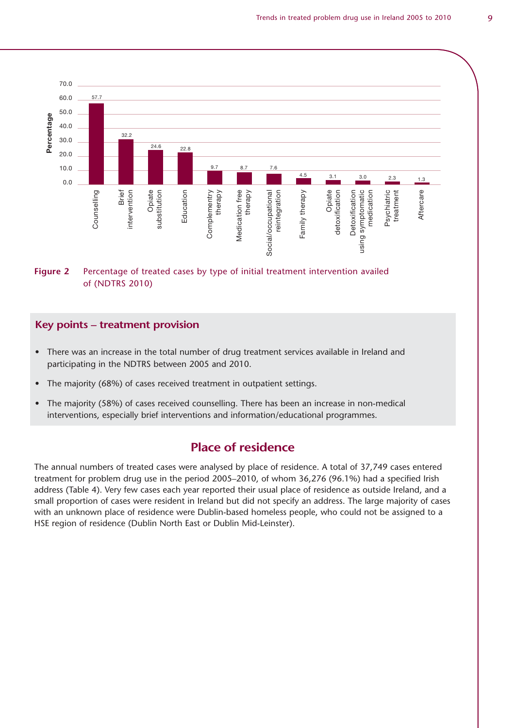| Type of initial treatment intervention | Percentage |
|---|---|
| Counselling | 57.7 |
| Brief intervention | 32.2 |
| Opiate substitution | 24.6 |
| Education | 22.8 |
| Complementry therapy | 9.7 |
| Medication free therapy | 8.7 |
| Social/occupational reintegration | 7.6 |
| Family therapy | 4.5 |
| Opiate detoxification | 3.1 |
| Detoxification using symptomatic medication | 3.0 |
| Psychiatric treatment | 2.3 |
| Aftercare | 1.3 |

**Figure 2** Percentage of treated cases by type of initial treatment intervention availed of (NDTRS 2010)

## Key points – treatment provision

- There was an increase in the total number of drug treatment services available in Ireland and participating in the NDTRS between 2005 and 2010.
- The majority (68%) of cases received treatment in outpatient settings.
- The majority (58%) of cases received counselling. There has been an increase in non-medical interventions, especially brief interventions and information/educational programmes.

## Place of residence

The annual numbers of treated cases were analysed by place of residence. A total of 37,749 cases entered treatment for problem drug use in the period 2005–2010, of whom 36,276 (96.1%) had a specified Irish address (Table 4). Very few cases each year reported their usual place of residence as outside Ireland, and a small proportion of cases were resident in Ireland but did not specify an address. The large majority of cases with an unknown place of residence were Dublin-based homeless people, who could not be assigned to a HSE region of residence (Dublin North East or Dublin Mid-Leinster).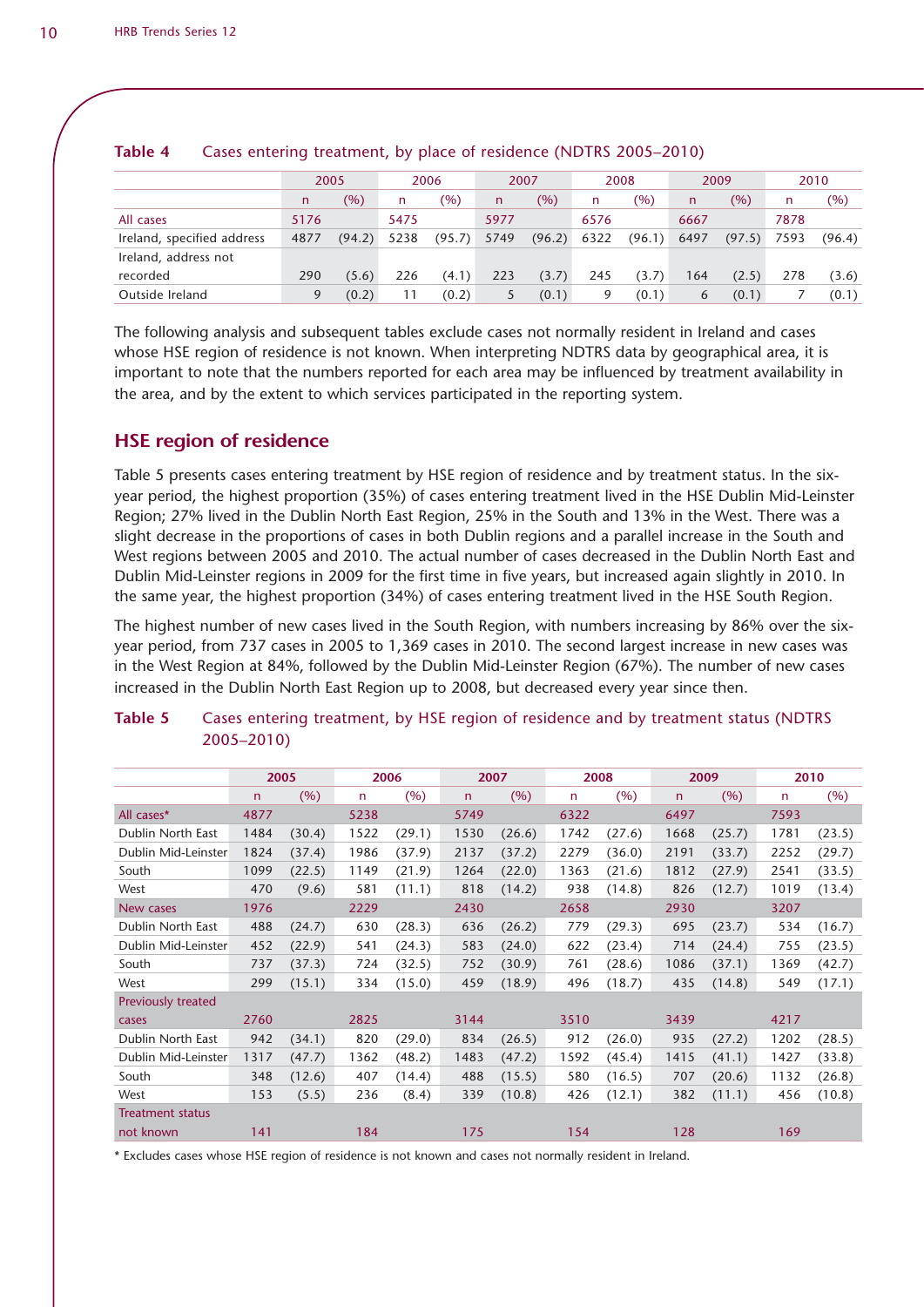**Table 4** Cases entering treatment, by place of residence (NDTRS 2005–2010)

| | 2005 | | 2006 | | 2007 | | 2008 | | 2009 | | 2010 | |
|---|---|---|---|---|---|---|---|---|---|---|---|---|
| | n | (%) | n | (%) | n | (%) | n | (%) | n | (%) | n | (%) |
| All cases | 5176 | | 5475 | | 5977 | | 6576 | | 6667 | | 7878 | |
| Ireland, specified address | 4877 | (94.2) | 5238 | (95.7) | 5749 | (96.2) | 6322 | (96.1) | 6497 | (97.5) | 7593 | (96.4) |
| Ireland, address not recorded | 290 | (5.6) | 226 | (4.1) | 223 | (3.7) | 245 | (3.7) | 164 | (2.5) | 278 | (3.6) |
| Outside Ireland | 9 | (0.2) | 11 | (0.2) | 5 | (0.1) | 9 | (0.1) | 6 | (0.1) | 7 | (0.1) |

The following analysis and subsequent tables exclude cases not normally resident in Ireland and cases whose HSE region of residence is not known. When interpreting NDTRS data by geographical area, it is important to note that the numbers reported for each area may be influenced by treatment availability in the area, and by the extent to which services participated in the reporting system.

## HSE region of residence

Table 5 presents cases entering treatment by HSE region of residence and by treatment status. In the six-year period, the highest proportion (35%) of cases entering treatment lived in the HSE Dublin Mid-Leinster Region; 27% lived in the Dublin North East Region, 25% in the South and 13% in the West. There was a slight decrease in the proportions of cases in both Dublin regions and a parallel increase in the South and West regions between 2005 and 2010. The actual number of cases decreased in the Dublin North East and Dublin Mid-Leinster regions in 2009 for the first time in five years, but increased again slightly in 2010. In the same year, the highest proportion (34%) of cases entering treatment lived in the HSE South Region.

The highest number of new cases lived in the South Region, with numbers increasing by 86% over the six-year period, from 737 cases in 2005 to 1,369 cases in 2010. The second largest increase in new cases was in the West Region at 84%, followed by the Dublin Mid-Leinster Region (67%). The number of new cases increased in the Dublin North East Region up to 2008, but decreased every year since then.

**Table 5** Cases entering treatment, by HSE region of residence and by treatment status (NDTRS 2005–2010)

| | 2005 | | 2006 | | 2007 | | 2008 | | 2009 | | 2010 | |
|---|---|---|---|---|---|---|---|---|---|---|---|---|
| | n | (%) | n | (%) | n | (%) | n | (%) | n | (%) | n | (%) |
| All cases* | 4877 | | 5238 | | 5749 | | 6322 | | 6497 | | 7593 | |
| Dublin North East | 1484 | (30.4) | 1522 | (29.1) | 1530 | (26.6) | 1742 | (27.6) | 1668 | (25.7) | 1781 | (23.5) |
| Dublin Mid-Leinster | 1824 | (37.4) | 1986 | (37.9) | 2137 | (37.2) | 2279 | (36.0) | 2191 | (33.7) | 2252 | (29.7) |
| South | 1099 | (22.5) | 1149 | (21.9) | 1264 | (22.0) | 1363 | (21.6) | 1812 | (27.9) | 2541 | (33.5) |
| West | 470 | (9.6) | 581 | (11.1) | 818 | (14.2) | 938 | (14.8) | 826 | (12.7) | 1019 | (13.4) |
| New cases | 1976 | | 2229 | | 2430 | | 2658 | | 2930 | | 3207 | |
| Dublin North East | 488 | (24.7) | 630 | (28.3) | 636 | (26.2) | 779 | (29.3) | 695 | (23.7) | 534 | (16.7) |
| Dublin Mid-Leinster | 452 | (22.9) | 541 | (24.3) | 583 | (24.0) | 622 | (23.4) | 714 | (24.4) | 755 | (23.5) |
| South | 737 | (37.3) | 724 | (32.5) | 752 | (30.9) | 761 | (28.6) | 1086 | (37.1) | 1369 | (42.7) |
| West | 299 | (15.1) | 334 | (15.0) | 459 | (18.9) | 496 | (18.7) | 435 | (14.8) | 549 | (17.1) |
| Previously treated cases | 2760 | | 2825 | | 3144 | | 3510 | | 3439 | | 4217 | |
| Dublin North East | 942 | (34.1) | 820 | (29.0) | 834 | (26.5) | 912 | (26.0) | 935 | (27.2) | 1202 | (28.5) |
| Dublin Mid-Leinster | 1317 | (47.7) | 1362 | (48.2) | 1483 | (47.2) | 1592 | (45.4) | 1415 | (41.1) | 1427 | (33.8) |
| South | 348 | (12.6) | 407 | (14.4) | 488 | (15.5) | 580 | (16.5) | 707 | (20.6) | 1132 | (26.8) |
| West | 153 | (5.5) | 236 | (8.4) | 339 | (10.8) | 426 | (12.1) | 382 | (11.1) | 456 | (10.8) |
| Treatment status not known | 141 | | 184 | | 175 | | 154 | | 128 | | 169 | |

* Excludes cases whose HSE region of residence is not known and cases not normally resident in Ireland.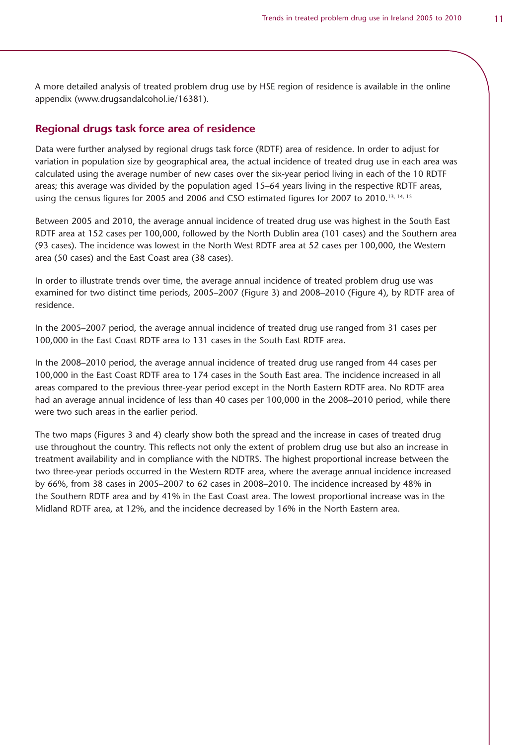A more detailed analysis of treated problem drug use by HSE region of residence is available in the online appendix (www.drugsandalcohol.ie/16381).

## Regional drugs task force area of residence

Data were further analysed by regional drugs task force (RDTF) area of residence. In order to adjust for variation in population size by geographical area, the actual incidence of treated drug use in each area was calculated using the average number of new cases over the six-year period living in each of the 10 RDTF areas; this average was divided by the population aged 15–64 years living in the respective RDTF areas, using the census figures for 2005 and 2006 and CSO estimated figures for 2007 to 2010.[13, 14, 15]

Between 2005 and 2010, the average annual incidence of treated drug use was highest in the South East RDTF area at 152 cases per 100,000, followed by the North Dublin area (101 cases) and the Southern area (93 cases). The incidence was lowest in the North West RDTF area at 52 cases per 100,000, the Western area (50 cases) and the East Coast area (38 cases).

In order to illustrate trends over time, the average annual incidence of treated problem drug use was examined for two distinct time periods, 2005–2007 (Figure 3) and 2008–2010 (Figure 4), by RDTF area of residence.

In the 2005–2007 period, the average annual incidence of treated drug use ranged from 31 cases per 100,000 in the East Coast RDTF area to 131 cases in the South East RDTF area.

In the 2008–2010 period, the average annual incidence of treated drug use ranged from 44 cases per 100,000 in the East Coast RDTF area to 174 cases in the South East area. The incidence increased in all areas compared to the previous three-year period except in the North Eastern RDTF area. No RDTF area had an average annual incidence of less than 40 cases per 100,000 in the 2008–2010 period, while there were two such areas in the earlier period.

The two maps (Figures 3 and 4) clearly show both the spread and the increase in cases of treated drug use throughout the country. This reflects not only the extent of problem drug use but also an increase in treatment availability and in compliance with the NDTRS. The highest proportional increase between the two three-year periods occurred in the Western RDTF area, where the average annual incidence increased by 66%, from 38 cases in 2005–2007 to 62 cases in 2008–2010. The incidence increased by 48% in the Southern RDTF area and by 41% in the East Coast area. The lowest proportional increase was in the Midland RDTF area, at 12%, and the incidence decreased by 16% in the North Eastern area.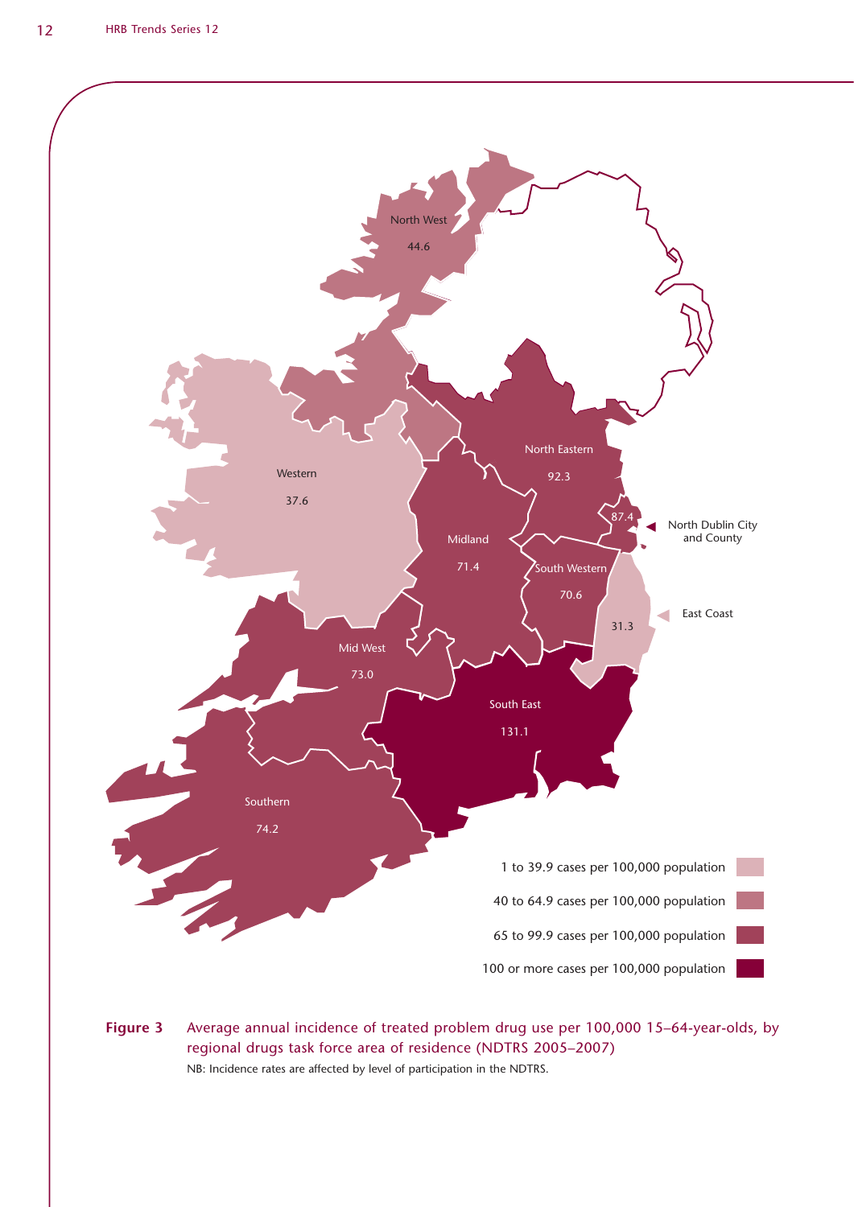| Regional drugs task force area | Cases per 100,000 population |
|---|---|
| North West | 44.6 |
| Western | 37.6 |
| North Eastern | 92.3 |
| North Dublin City and County | 87.4 |
| Midland | 71.4 |
| South Western | 70.6 |
| East Coast | 31.3 |
| Mid West | 73.0 |
| South East | 131.1 |
| Southern | 74.2 |

1 to 39.9 cases per 100,000 population

40 to 64.9 cases per 100,000 population

65 to 99.9 cases per 100,000 population

100 or more cases per 100,000 population

**Figure 3** Average annual incidence of treated problem drug use per 100,000 15–64-year-olds, by regional drugs task force area of residence (NDTRS 2005–2007)

NB: Incidence rates are affected by level of participation in the NDTRS.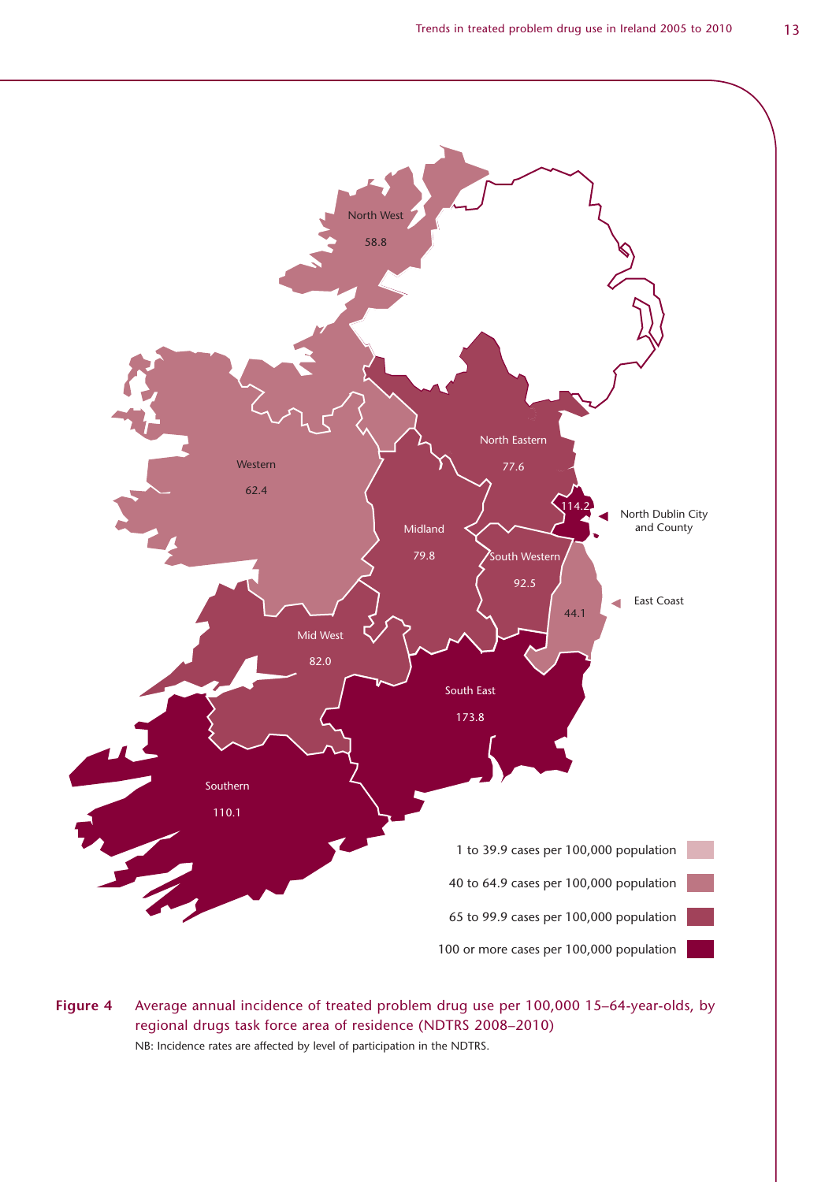Figure 4 Average annual incidence of treated problem drug use per 100,000 15–64-year-olds, by regional drugs task force area of residence (NDTRS 2008–2010)

NB: Incidence rates are affected by level of participation in the NDTRS.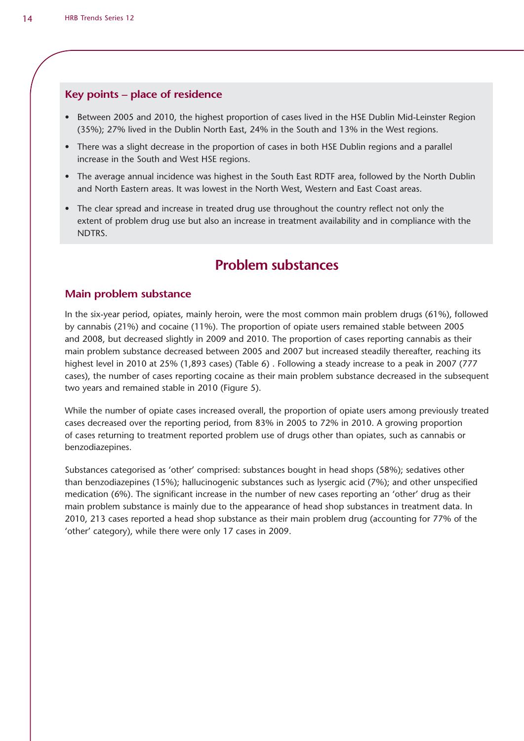### Key points – place of residence

- Between 2005 and 2010, the highest proportion of cases lived in the HSE Dublin Mid-Leinster Region (35%); 27% lived in the Dublin North East, 24% in the South and 13% in the West regions.
- There was a slight decrease in the proportion of cases in both HSE Dublin regions and a parallel increase in the South and West HSE regions.
- The average annual incidence was highest in the South East RDTF area, followed by the North Dublin and North Eastern areas. It was lowest in the North West, Western and East Coast areas.
- The clear spread and increase in treated drug use throughout the country reflect not only the extent of problem drug use but also an increase in treatment availability and in compliance with the NDTRS.

## Problem substances

### Main problem substance

In the six-year period, opiates, mainly heroin, were the most common main problem drugs (61%), followed by cannabis (21%) and cocaine (11%). The proportion of opiate users remained stable between 2005 and 2008, but decreased slightly in 2009 and 2010. The proportion of cases reporting cannabis as their main problem substance decreased between 2005 and 2007 but increased steadily thereafter, reaching its highest level in 2010 at 25% (1,893 cases) (Table 6) . Following a steady increase to a peak in 2007 (777 cases), the number of cases reporting cocaine as their main problem substance decreased in the subsequent two years and remained stable in 2010 (Figure 5).

While the number of opiate cases increased overall, the proportion of opiate users among previously treated cases decreased over the reporting period, from 83% in 2005 to 72% in 2010. A growing proportion of cases returning to treatment reported problem use of drugs other than opiates, such as cannabis or benzodiazepines.

Substances categorised as 'other' comprised: substances bought in head shops (58%); sedatives other than benzodiazepines (15%); hallucinogenic substances such as lysergic acid (7%); and other unspecified medication (6%). The significant increase in the number of new cases reporting an 'other' drug as their main problem substance is mainly due to the appearance of head shop substances in treatment data. In 2010, 213 cases reported a head shop substance as their main problem drug (accounting for 77% of the 'other' category), while there were only 17 cases in 2009.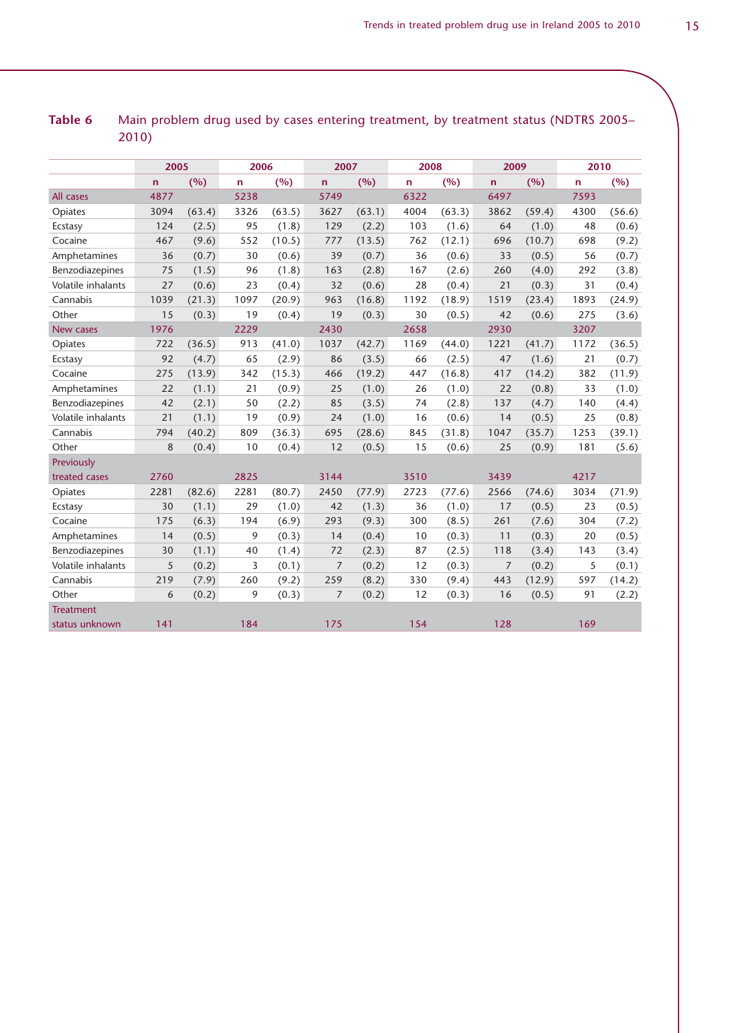**Table 6** Main problem drug used by cases entering treatment, by treatment status (NDTRS 2005–2010)

| | 2005 | | 2006 | | 2007 | | 2008 | | 2009 | | 2010 | |
|---|---|---|---|---|---|---|---|---|---|---|---|---|
| | n | (%) | n | (%) | n | (%) | n | (%) | n | (%) | n | (%) |
| All cases | 4877 | | 5238 | | 5749 | | 6322 | | 6497 | | 7593 | |
| Opiates | 3094 | (63.4) | 3326 | (63.5) | 3627 | (63.1) | 4004 | (63.3) | 3862 | (59.4) | 4300 | (56.6) |
| Ecstasy | 124 | (2.5) | 95 | (1.8) | 129 | (2.2) | 103 | (1.6) | 64 | (1.0) | 48 | (0.6) |
| Cocaine | 467 | (9.6) | 552 | (10.5) | 777 | (13.5) | 762 | (12.1) | 696 | (10.7) | 698 | (9.2) |
| Amphetamines | 36 | (0.7) | 30 | (0.6) | 39 | (0.7) | 36 | (0.6) | 33 | (0.5) | 56 | (0.7) |
| Benzodiazepines | 75 | (1.5) | 96 | (1.8) | 163 | (2.8) | 167 | (2.6) | 260 | (4.0) | 292 | (3.8) |
| Volatile inhalants | 27 | (0.6) | 23 | (0.4) | 32 | (0.6) | 28 | (0.4) | 21 | (0.3) | 31 | (0.4) |
| Cannabis | 1039 | (21.3) | 1097 | (20.9) | 963 | (16.8) | 1192 | (18.9) | 1519 | (23.4) | 1893 | (24.9) |
| Other | 15 | (0.3) | 19 | (0.4) | 19 | (0.3) | 30 | (0.5) | 42 | (0.6) | 275 | (3.6) |
| New cases | 1976 | | 2229 | | 2430 | | 2658 | | 2930 | | 3207 | |
| Opiates | 722 | (36.5) | 913 | (41.0) | 1037 | (42.7) | 1169 | (44.0) | 1221 | (41.7) | 1172 | (36.5) |
| Ecstasy | 92 | (4.7) | 65 | (2.9) | 86 | (3.5) | 66 | (2.5) | 47 | (1.6) | 21 | (0.7) |
| Cocaine | 275 | (13.9) | 342 | (15.3) | 466 | (19.2) | 447 | (16.8) | 417 | (14.2) | 382 | (11.9) |
| Amphetamines | 22 | (1.1) | 21 | (0.9) | 25 | (1.0) | 26 | (1.0) | 22 | (0.8) | 33 | (1.0) |
| Benzodiazepines | 42 | (2.1) | 50 | (2.2) | 85 | (3.5) | 74 | (2.8) | 137 | (4.7) | 140 | (4.4) |
| Volatile inhalants | 21 | (1.1) | 19 | (0.9) | 24 | (1.0) | 16 | (0.6) | 14 | (0.5) | 25 | (0.8) |
| Cannabis | 794 | (40.2) | 809 | (36.3) | 695 | (28.6) | 845 | (31.8) | 1047 | (35.7) | 1253 | (39.1) |
| Other | 8 | (0.4) | 10 | (0.4) | 12 | (0.5) | 15 | (0.6) | 25 | (0.9) | 181 | (5.6) |
| Previously treated cases | 2760 | | 2825 | | 3144 | | 3510 | | 3439 | | 4217 | |
| Opiates | 2281 | (82.6) | 2281 | (80.7) | 2450 | (77.9) | 2723 | (77.6) | 2566 | (74.6) | 3034 | (71.9) |
| Ecstasy | 30 | (1.1) | 29 | (1.0) | 42 | (1.3) | 36 | (1.0) | 17 | (0.5) | 23 | (0.5) |
| Cocaine | 175 | (6.3) | 194 | (6.9) | 293 | (9.3) | 300 | (8.5) | 261 | (7.6) | 304 | (7.2) |
| Amphetamines | 14 | (0.5) | 9 | (0.3) | 14 | (0.4) | 10 | (0.3) | 11 | (0.3) | 20 | (0.5) |
| Benzodiazepines | 30 | (1.1) | 40 | (1.4) | 72 | (2.3) | 87 | (2.5) | 118 | (3.4) | 143 | (3.4) |
| Volatile inhalants | 5 | (0.2) | 3 | (0.1) | 7 | (0.2) | 12 | (0.3) | 7 | (0.2) | 5 | (0.1) |
| Cannabis | 219 | (7.9) | 260 | (9.2) | 259 | (8.2) | 330 | (9.4) | 443 | (12.9) | 597 | (14.2) |
| Other | 6 | (0.2) | 9 | (0.3) | 7 | (0.2) | 12 | (0.3) | 16 | (0.5) | 91 | (2.2) |
| Treatment status unknown | 141 | | 184 | | 175 | | 154 | | 128 | | 169 | |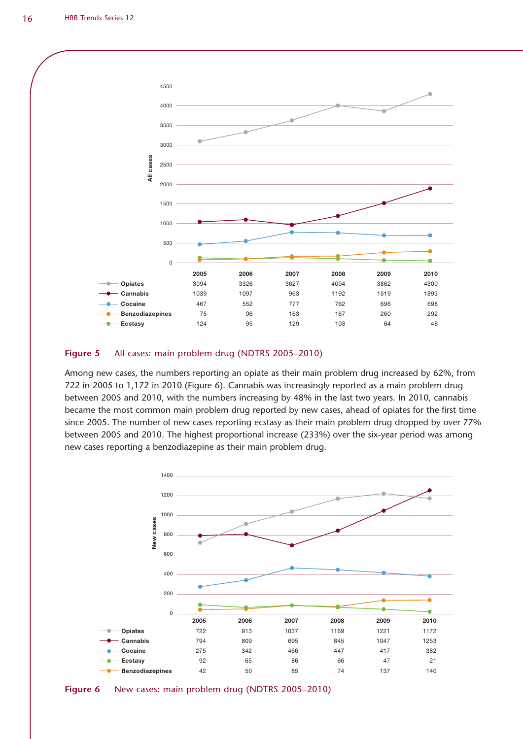| | 2005 | 2006 | 2007 | 2008 | 2009 | 2010 |
|---|---|---|---|---|---|---|
| Opiates | 3094 | 3326 | 3627 | 4004 | 3862 | 4300 |
| Cannabis | 1039 | 1097 | 963 | 1192 | 1519 | 1893 |
| Cocaine | 467 | 552 | 777 | 762 | 696 | 698 |
| Benzodiazepines | 75 | 96 | 163 | 167 | 260 | 292 |
| Ecstasy | 124 | 95 | 129 | 103 | 64 | 48 |

**Figure 5** All cases: main problem drug (NDTRS 2005–2010)

Among new cases, the numbers reporting an opiate as their main problem drug increased by 62%, from 722 in 2005 to 1,172 in 2010 (Figure 6). Cannabis was increasingly reported as a main problem drug between 2005 and 2010, with the numbers increasing by 48% in the last two years. In 2010, cannabis became the most common main problem drug reported by new cases, ahead of opiates for the first time since 2005. The number of new cases reporting ecstasy as their main problem drug dropped by over 77% between 2005 and 2010. The highest proportional increase (233%) over the six-year period was among new cases reporting a benzodiazepine as their main problem drug.

| | 2005 | 2006 | 2007 | 2008 | 2009 | 2010 |
|---|---|---|---|---|---|---|
| Opiates | 722 | 913 | 1037 | 1169 | 1221 | 1172 |
| Cannabis | 794 | 809 | 695 | 845 | 1047 | 1253 |
| Cocaine | 275 | 342 | 466 | 447 | 417 | 382 |
| Ecstasy | 92 | 65 | 86 | 66 | 47 | 21 |
| Benzodiazepines | 42 | 50 | 85 | 74 | 137 | 140 |

**Figure 6** New cases: main problem drug (NDTRS 2005–2010)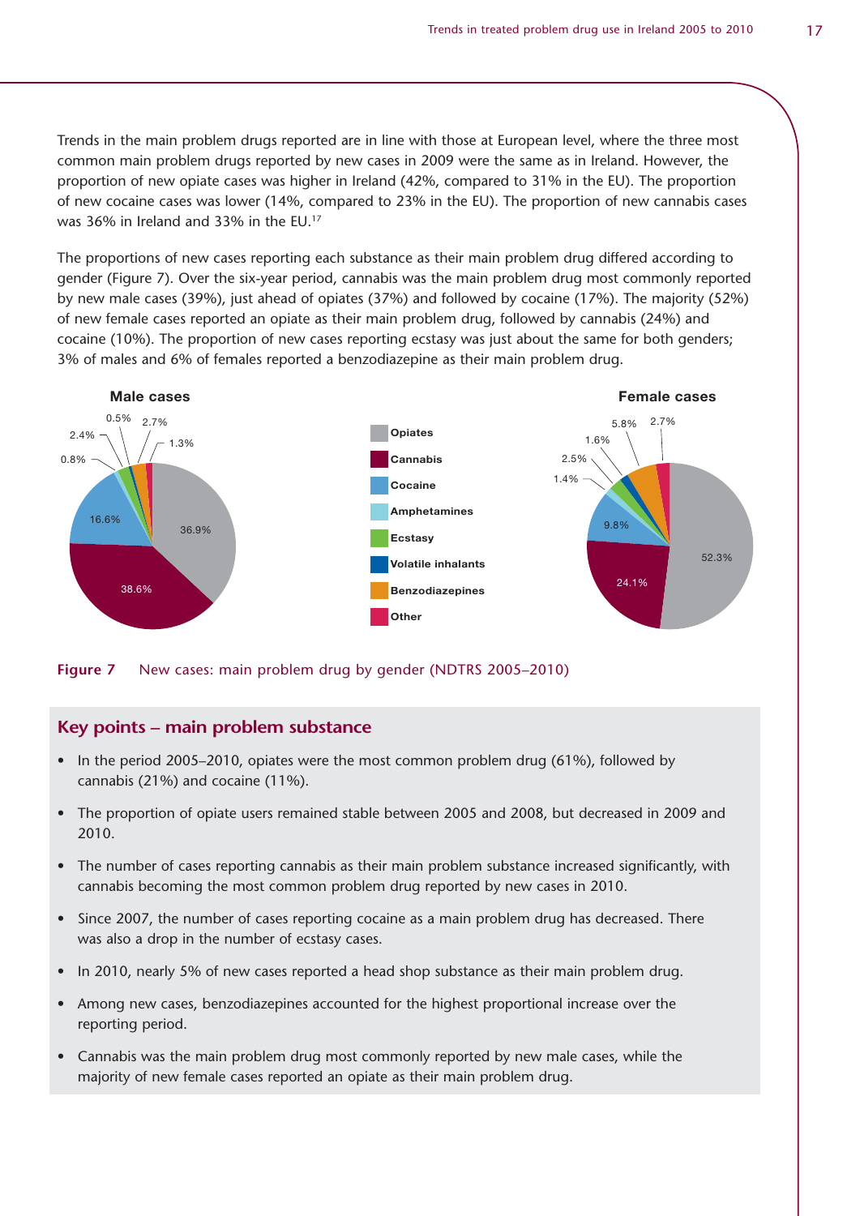Trends in the main problem drugs reported are in line with those at European level, where the three most common main problem drugs reported by new cases in 2009 were the same as in Ireland. However, the proportion of new opiate cases was higher in Ireland (42%, compared to 31% in the EU). The proportion of new cocaine cases was lower (14%, compared to 23% in the EU). The proportion of new cannabis cases was 36% in Ireland and 33% in the EU.[17]

The proportions of new cases reporting each substance as their main problem drug differed according to gender (Figure 7). Over the six-year period, cannabis was the main problem drug most commonly reported by new male cases (39%), just ahead of opiates (37%) and followed by cocaine (17%). The majority (52%) of new female cases reported an opiate as their main problem drug, followed by cannabis (24%) and cocaine (10%). The proportion of new cases reporting ecstasy was just about the same for both genders; 3% of males and 6% of females reported a benzodiazepine as their main problem drug.

| | Male cases | Female cases |
|---|---|---|
| Opiates | 36.9% | 52.3% |
| Cannabis | 38.6% | 24.1% |
| Cocaine | 16.6% | 9.8% |
| Amphetamines | 0.8% | 1.4% |
| Ecstasy | 2.4% | 2.5% |
| Volatile inhalants | 0.5% | 1.6% |
| Benzodiazepines | 2.7% | 5.8% |
| Other | 1.3% | 2.7% |

**Figure 7** New cases: main problem drug by gender (NDTRS 2005–2010)

## Key points – main problem substance

- In the period 2005–2010, opiates were the most common problem drug (61%), followed by cannabis (21%) and cocaine (11%).
- The proportion of opiate users remained stable between 2005 and 2008, but decreased in 2009 and 2010.
- The number of cases reporting cannabis as their main problem substance increased significantly, with cannabis becoming the most common problem drug reported by new cases in 2010.
- Since 2007, the number of cases reporting cocaine as a main problem drug has decreased. There was also a drop in the number of ecstasy cases.
- In 2010, nearly 5% of new cases reported a head shop substance as their main problem drug.
- Among new cases, benzodiazepines accounted for the highest proportional increase over the reporting period.
- Cannabis was the main problem drug most commonly reported by new male cases, while the majority of new female cases reported an opiate as their main problem drug.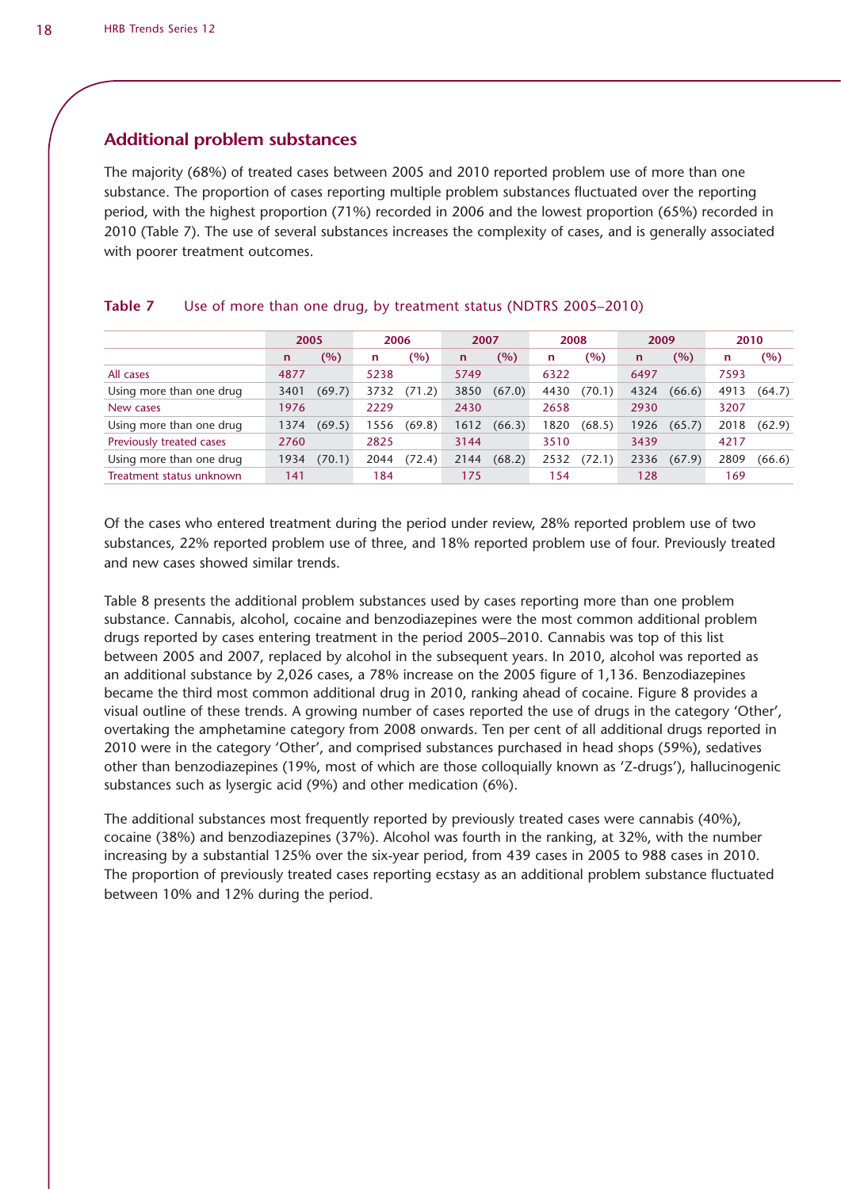## Additional problem substances

The majority (68%) of treated cases between 2005 and 2010 reported problem use of more than one substance. The proportion of cases reporting multiple problem substances fluctuated over the reporting period, with the highest proportion (71%) recorded in 2006 and the lowest proportion (65%) recorded in 2010 (Table 7). The use of several substances increases the complexity of cases, and is generally associated with poorer treatment outcomes.

**Table 7** Use of more than one drug, by treatment status (NDTRS 2005–2010)

| | 2005 | | 2006 | | 2007 | | 2008 | | 2009 | | 2010 | |
|---|---|---|---|---|---|---|---|---|---|---|---|---|
| | n | (%) | n | (%) | n | (%) | n | (%) | n | (%) | n | (%) |
| All cases | 4877 | | 5238 | | 5749 | | 6322 | | 6497 | | 7593 | |
| Using more than one drug | 3401 | (69.7) | 3732 | (71.2) | 3850 | (67.0) | 4430 | (70.1) | 4324 | (66.6) | 4913 | (64.7) |
| New cases | 1976 | | 2229 | | 2430 | | 2658 | | 2930 | | 3207 | |
| Using more than one drug | 1374 | (69.5) | 1556 | (69.8) | 1612 | (66.3) | 1820 | (68.5) | 1926 | (65.7) | 2018 | (62.9) |
| Previously treated cases | 2760 | | 2825 | | 3144 | | 3510 | | 3439 | | 4217 | |
| Using more than one drug | 1934 | (70.1) | 2044 | (72.4) | 2144 | (68.2) | 2532 | (72.1) | 2336 | (67.9) | 2809 | (66.6) |
| Treatment status unknown | 141 | | 184 | | 175 | | 154 | | 128 | | 169 | |

Of the cases who entered treatment during the period under review, 28% reported problem use of two substances, 22% reported problem use of three, and 18% reported problem use of four. Previously treated and new cases showed similar trends.

Table 8 presents the additional problem substances used by cases reporting more than one problem substance. Cannabis, alcohol, cocaine and benzodiazepines were the most common additional problem drugs reported by cases entering treatment in the period 2005–2010. Cannabis was top of this list between 2005 and 2007, replaced by alcohol in the subsequent years. In 2010, alcohol was reported as an additional substance by 2,026 cases, a 78% increase on the 2005 figure of 1,136. Benzodiazepines became the third most common additional drug in 2010, ranking ahead of cocaine. Figure 8 provides a visual outline of these trends. A growing number of cases reported the use of drugs in the category 'Other', overtaking the amphetamine category from 2008 onwards. Ten per cent of all additional drugs reported in 2010 were in the category 'Other', and comprised substances purchased in head shops (59%), sedatives other than benzodiazepines (19%, most of which are those colloquially known as 'Z-drugs'), hallucinogenic substances such as lysergic acid (9%) and other medication (6%).

The additional substances most frequently reported by previously treated cases were cannabis (40%), cocaine (38%) and benzodiazepines (37%). Alcohol was fourth in the ranking, at 32%, with the number increasing by a substantial 125% over the six-year period, from 439 cases in 2005 to 988 cases in 2010. The proportion of previously treated cases reporting ecstasy as an additional problem substance fluctuated between 10% and 12% during the period.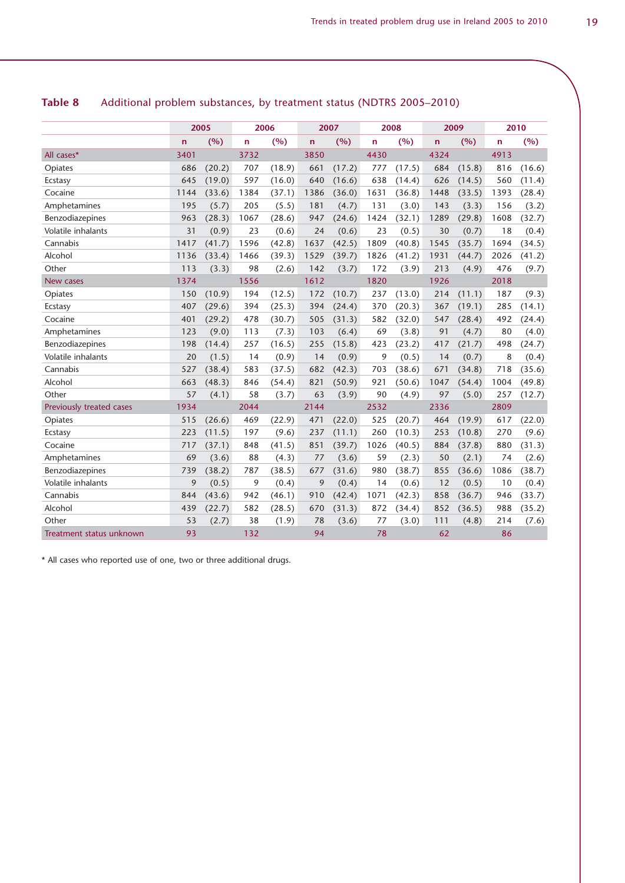**Table 8** Additional problem substances, by treatment status (NDTRS 2005–2010)

| | 2005 | | 2006 | | 2007 | | 2008 | | 2009 | | 2010 | |
|---|---|---|---|---|---|---|---|---|---|---|---|---|
| | n | (%) | n | (%) | n | (%) | n | (%) | n | (%) | n | (%) |
| All cases* | 3401 | | 3732 | | 3850 | | 4430 | | 4324 | | 4913 | |
| Opiates | 686 | (20.2) | 707 | (18.9) | 661 | (17.2) | 777 | (17.5) | 684 | (15.8) | 816 | (16.6) |
| Ecstasy | 645 | (19.0) | 597 | (16.0) | 640 | (16.6) | 638 | (14.4) | 626 | (14.5) | 560 | (11.4) |
| Cocaine | 1144 | (33.6) | 1384 | (37.1) | 1386 | (36.0) | 1631 | (36.8) | 1448 | (33.5) | 1393 | (28.4) |
| Amphetamines | 195 | (5.7) | 205 | (5.5) | 181 | (4.7) | 131 | (3.0) | 143 | (3.3) | 156 | (3.2) |
| Benzodiazepines | 963 | (28.3) | 1067 | (28.6) | 947 | (24.6) | 1424 | (32.1) | 1289 | (29.8) | 1608 | (32.7) |
| Volatile inhalants | 31 | (0.9) | 23 | (0.6) | 24 | (0.6) | 23 | (0.5) | 30 | (0.7) | 18 | (0.4) |
| Cannabis | 1417 | (41.7) | 1596 | (42.8) | 1637 | (42.5) | 1809 | (40.8) | 1545 | (35.7) | 1694 | (34.5) |
| Alcohol | 1136 | (33.4) | 1466 | (39.3) | 1529 | (39.7) | 1826 | (41.2) | 1931 | (44.7) | 2026 | (41.2) |
| Other | 113 | (3.3) | 98 | (2.6) | 142 | (3.7) | 172 | (3.9) | 213 | (4.9) | 476 | (9.7) |
| New cases | 1374 | | 1556 | | 1612 | | 1820 | | 1926 | | 2018 | |
| Opiates | 150 | (10.9) | 194 | (12.5) | 172 | (10.7) | 237 | (13.0) | 214 | (11.1) | 187 | (9.3) |
| Ecstasy | 407 | (29.6) | 394 | (25.3) | 394 | (24.4) | 370 | (20.3) | 367 | (19.1) | 285 | (14.1) |
| Cocaine | 401 | (29.2) | 478 | (30.7) | 505 | (31.3) | 582 | (32.0) | 547 | (28.4) | 492 | (24.4) |
| Amphetamines | 123 | (9.0) | 113 | (7.3) | 103 | (6.4) | 69 | (3.8) | 91 | (4.7) | 80 | (4.0) |
| Benzodiazepines | 198 | (14.4) | 257 | (16.5) | 255 | (15.8) | 423 | (23.2) | 417 | (21.7) | 498 | (24.7) |
| Volatile inhalants | 20 | (1.5) | 14 | (0.9) | 14 | (0.9) | 9 | (0.5) | 14 | (0.7) | 8 | (0.4) |
| Cannabis | 527 | (38.4) | 583 | (37.5) | 682 | (42.3) | 703 | (38.6) | 671 | (34.8) | 718 | (35.6) |
| Alcohol | 663 | (48.3) | 846 | (54.4) | 821 | (50.9) | 921 | (50.6) | 1047 | (54.4) | 1004 | (49.8) |
| Other | 57 | (4.1) | 58 | (3.7) | 63 | (3.9) | 90 | (4.9) | 97 | (5.0) | 257 | (12.7) |
| Previously treated cases | 1934 | | 2044 | | 2144 | | 2532 | | 2336 | | 2809 | |
| Opiates | 515 | (26.6) | 469 | (22.9) | 471 | (22.0) | 525 | (20.7) | 464 | (19.9) | 617 | (22.0) |
| Ecstasy | 223 | (11.5) | 197 | (9.6) | 237 | (11.1) | 260 | (10.3) | 253 | (10.8) | 270 | (9.6) |
| Cocaine | 717 | (37.1) | 848 | (41.5) | 851 | (39.7) | 1026 | (40.5) | 884 | (37.8) | 880 | (31.3) |
| Amphetamines | 69 | (3.6) | 88 | (4.3) | 77 | (3.6) | 59 | (2.3) | 50 | (2.1) | 74 | (2.6) |
| Benzodiazepines | 739 | (38.2) | 787 | (38.5) | 677 | (31.6) | 980 | (38.7) | 855 | (36.6) | 1086 | (38.7) |
| Volatile inhalants | 9 | (0.5) | 9 | (0.4) | 9 | (0.4) | 14 | (0.6) | 12 | (0.5) | 10 | (0.4) |
| Cannabis | 844 | (43.6) | 942 | (46.1) | 910 | (42.4) | 1071 | (42.3) | 858 | (36.7) | 946 | (33.7) |
| Alcohol | 439 | (22.7) | 582 | (28.5) | 670 | (31.3) | 872 | (34.4) | 852 | (36.5) | 988 | (35.2) |
| Other | 53 | (2.7) | 38 | (1.9) | 78 | (3.6) | 77 | (3.0) | 111 | (4.8) | 214 | (7.6) |
| Treatment status unknown | 93 | | 132 | | 94 | | 78 | | 62 | | 86 | |

* All cases who reported use of one, two or three additional drugs.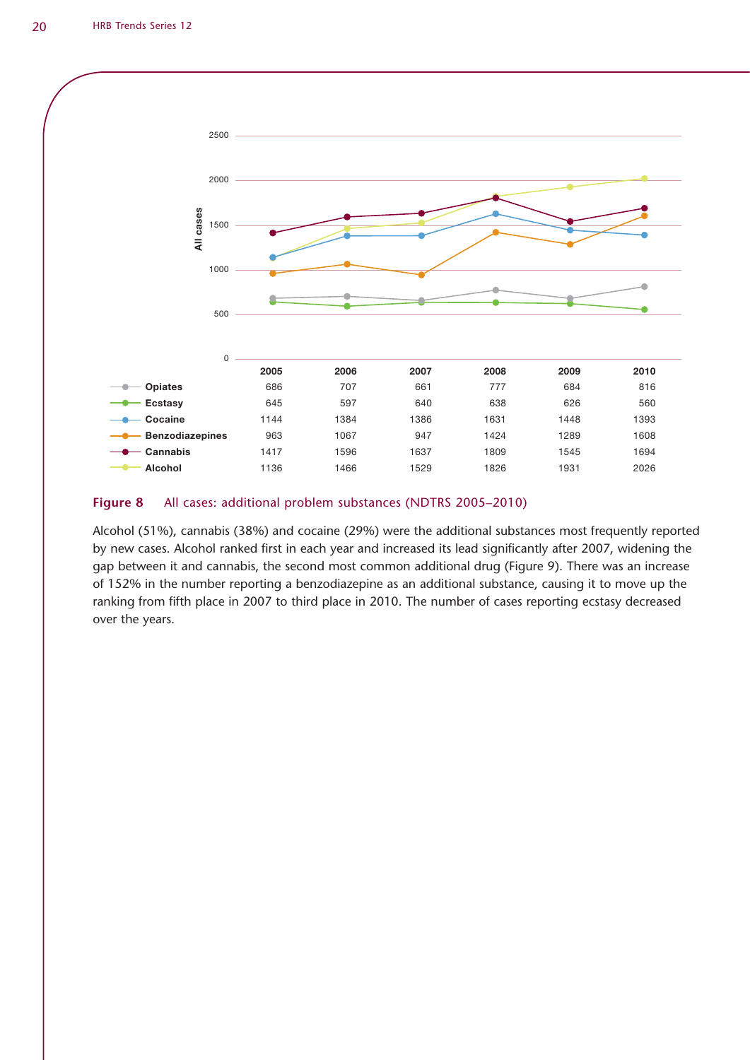| | 2005 | 2006 | 2007 | 2008 | 2009 | 2010 |
|---|---|---|---|---|---|---|
| Opiates | 686 | 707 | 661 | 777 | 684 | 816 |
| Ecstasy | 645 | 597 | 640 | 638 | 626 | 560 |
| Cocaine | 1144 | 1384 | 1386 | 1631 | 1448 | 1393 |
| Benzodiazepines | 963 | 1067 | 947 | 1424 | 1289 | 1608 |
| Cannabis | 1417 | 1596 | 1637 | 1809 | 1545 | 1694 |
| Alcohol | 1136 | 1466 | 1529 | 1826 | 1931 | 2026 |

**Figure 8** All cases: additional problem substances (NDTRS 2005–2010)

Alcohol (51%), cannabis (38%) and cocaine (29%) were the additional substances most frequently reported by new cases. Alcohol ranked first in each year and increased its lead significantly after 2007, widening the gap between it and cannabis, the second most common additional drug (Figure 9). There was an increase of 152% in the number reporting a benzodiazepine as an additional substance, causing it to move up the ranking from fifth place in 2007 to third place in 2010. The number of cases reporting ecstasy decreased over the years.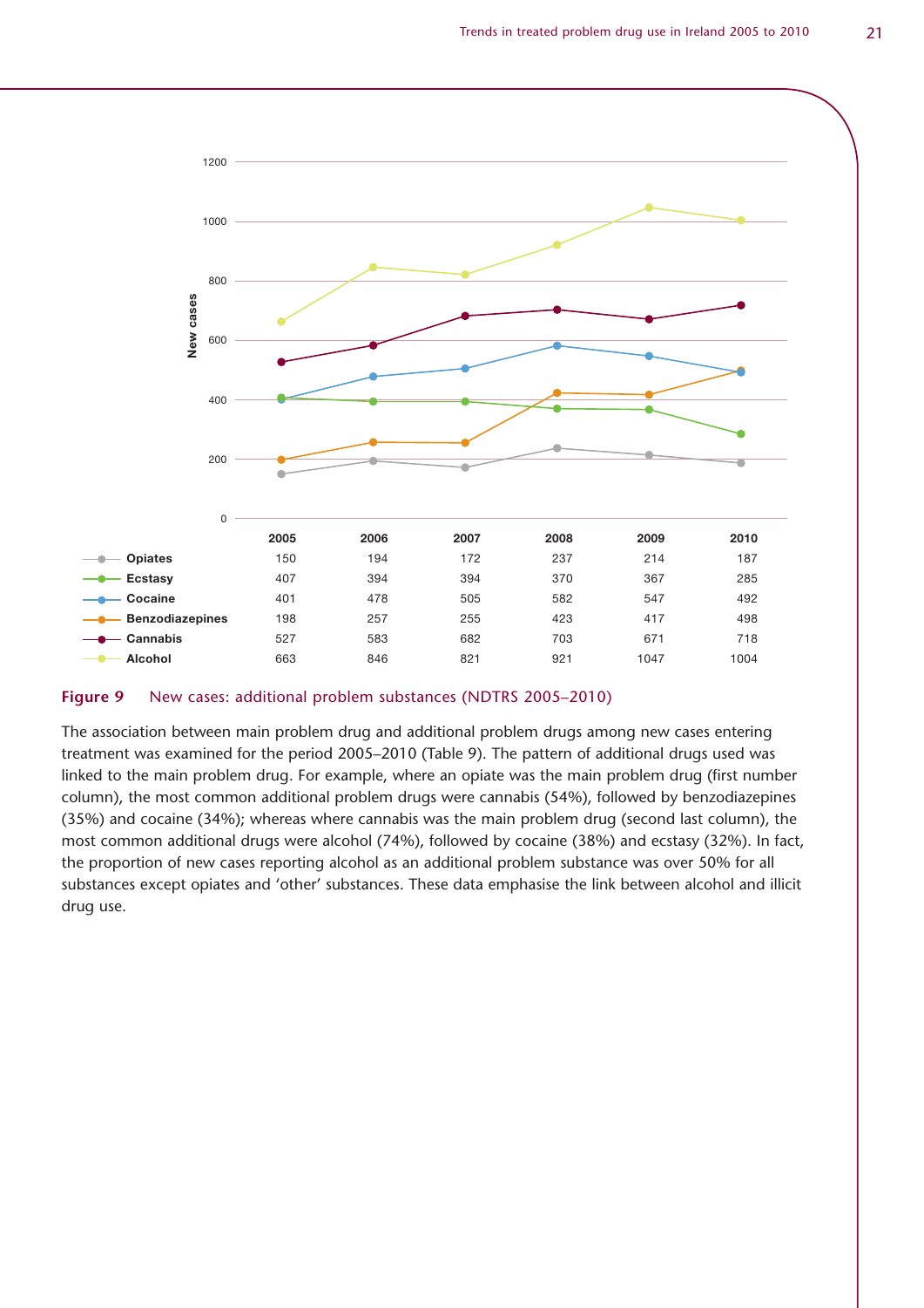| | 2005 | 2006 | 2007 | 2008 | 2009 | 2010 |
|---|---|---|---|---|---|---|
| Opiates | 150 | 194 | 172 | 237 | 214 | 187 |
| Ecstasy | 407 | 394 | 394 | 370 | 367 | 285 |
| Cocaine | 401 | 478 | 505 | 582 | 547 | 492 |
| Benzodiazepines | 198 | 257 | 255 | 423 | 417 | 498 |
| Cannabis | 527 | 583 | 682 | 703 | 671 | 718 |
| Alcohol | 663 | 846 | 821 | 921 | 1047 | 1004 |

**Figure 9** New cases: additional problem substances (NDTRS 2005–2010)

The association between main problem drug and additional problem drugs among new cases entering treatment was examined for the period 2005–2010 (Table 9). The pattern of additional drugs used was linked to the main problem drug. For example, where an opiate was the main problem drug (first number column), the most common additional problem drugs were cannabis (54%), followed by benzodiazepines (35%) and cocaine (34%); whereas where cannabis was the main problem drug (second last column), the most common additional drugs were alcohol (74%), followed by cocaine (38%) and ecstasy (32%). In fact, the proportion of new cases reporting alcohol as an additional problem substance was over 50% for all substances except opiates and 'other' substances. These data emphasise the link between alcohol and illicit drug use.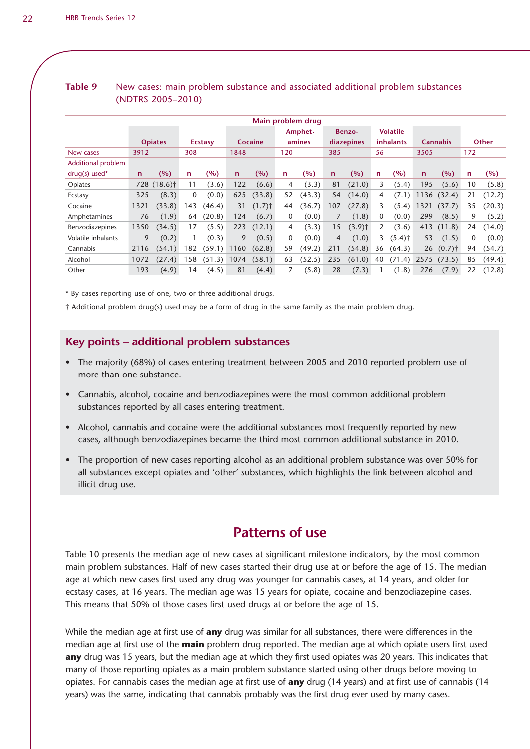**Table 9** New cases: main problem substance and associated additional problem substances (NDTRS 2005–2010)

| | Main problem drug | | | | | | | | | | | | | | | |
|---|---|---|---|---|---|---|---|---|---|---|---|---|---|---|---|---|
| | Opiates | | Ecstasy | | Cocaine | | Amphet-amines | | Benzo-diazepines | | Volatile inhalants | | Cannabis | | Other | |
| New cases | 3912 | | 308 | | 1848 | | 120 | | 385 | | 56 | | 3505 | | 172 | |
| Additional problem drug(s) used* | n | (%) | n | (%) | n | (%) | n | (%) | n | (%) | n | (%) | n | (%) | n | (%) |
| Opiates | 728 | (18.6)† | 11 | (3.6) | 122 | (6.6) | 4 | (3.3) | 81 | (21.0) | 3 | (5.4) | 195 | (5.6) | 10 | (5.8) |
| Ecstasy | 325 | (8.3) | 0 | (0.0) | 625 | (33.8) | 52 | (43.3) | 54 | (14.0) | 4 | (7.1) | 1136 | (32.4) | 21 | (12.2) |
| Cocaine | 1321 | (33.8) | 143 | (46.4) | 31 | (1.7)† | 44 | (36.7) | 107 | (27.8) | 3 | (5.4) | 1321 | (37.7) | 35 | (20.3) |
| Amphetamines | 76 | (1.9) | 64 | (20.8) | 124 | (6.7) | 0 | (0.0) | 7 | (1.8) | 0 | (0.0) | 299 | (8.5) | 9 | (5.2) |
| Benzodiazepines | 1350 | (34.5) | 17 | (5.5) | 223 | (12.1) | 4 | (3.3) | 15 | (3.9)† | 2 | (3.6) | 413 | (11.8) | 24 | (14.0) |
| Volatile inhalants | 9 | (0.2) | 1 | (0.3) | 9 | (0.5) | 0 | (0.0) | 4 | (1.0) | 3 | (5.4)† | 53 | (1.5) | 0 | (0.0) |
| Cannabis | 2116 | (54.1) | 182 | (59.1) | 1160 | (62.8) | 59 | (49.2) | 211 | (54.8) | 36 | (64.3) | 26 | (0.7)† | 94 | (54.7) |
| Alcohol | 1072 | (27.4) | 158 | (51.3) | 1074 | (58.1) | 63 | (52.5) | 235 | (61.0) | 40 | (71.4) | 2575 | (73.5) | 85 | (49.4) |
| Other | 193 | (4.9) | 14 | (4.5) | 81 | (4.4) | 7 | (5.8) | 28 | (7.3) | 1 | (1.8) | 276 | (7.9) | 22 | (12.8) |

\* By cases reporting use of one, two or three additional drugs.

† Additional problem drug(s) used may be a form of drug in the same family as the main problem drug.

## Key points – additional problem substances

- The majority (68%) of cases entering treatment between 2005 and 2010 reported problem use of more than one substance.
- Cannabis, alcohol, cocaine and benzodiazepines were the most common additional problem substances reported by all cases entering treatment.
- Alcohol, cannabis and cocaine were the additional substances most frequently reported by new cases, although benzodiazepines became the third most common additional substance in 2010.
- The proportion of new cases reporting alcohol as an additional problem substance was over 50% for all substances except opiates and 'other' substances, which highlights the link between alcohol and illicit drug use.

# Patterns of use

Table 10 presents the median age of new cases at significant milestone indicators, by the most common main problem substances. Half of new cases started their drug use at or before the age of 15. The median age at which new cases first used any drug was younger for cannabis cases, at 14 years, and older for ecstasy cases, at 16 years. The median age was 15 years for opiate, cocaine and benzodiazepine cases. This means that 50% of those cases first used drugs at or before the age of 15.

While the median age at first use of **any** drug was similar for all substances, there were differences in the median age at first use of the **main** problem drug reported. The median age at which opiate users first used **any** drug was 15 years, but the median age at which they first used opiates was 20 years. This indicates that many of those reporting opiates as a main problem substance started using other drugs before moving to opiates. For cannabis cases the median age at first use of **any** drug (14 years) and at first use of cannabis (14 years) was the same, indicating that cannabis probably was the first drug ever used by many cases.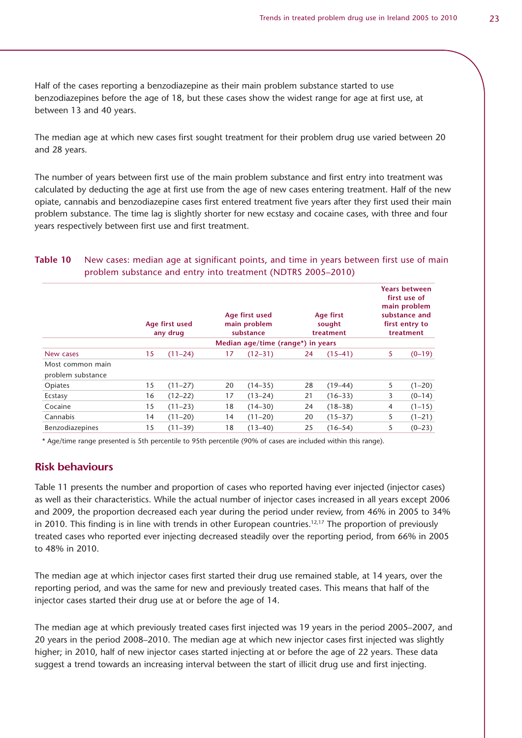Half of the cases reporting a benzodiazepine as their main problem substance started to use benzodiazepines before the age of 18, but these cases show the widest range for age at first use, at between 13 and 40 years.

The median age at which new cases first sought treatment for their problem drug use varied between 20 and 28 years.

The number of years between first use of the main problem substance and first entry into treatment was calculated by deducting the age at first use from the age of new cases entering treatment. Half of the new opiate, cannabis and benzodiazepine cases first entered treatment five years after they first used their main problem substance. The time lag is slightly shorter for new ecstasy and cocaine cases, with three and four years respectively between first use and first treatment.

**Table 10** New cases: median age at significant points, and time in years between first use of main problem substance and entry into treatment (NDTRS 2005–2010)

| | Age first used any drug | | Age first used main problem substance | | Age first sought treatment | | Years between first use of main problem substance and first entry to treatment | |
|---|---|---|---|---|---|---|---|---|
| | Median age/time (range*) in years | | | | | | | |
| New cases | 15 | (11–24) | 17 | (12–31) | 24 | (15–41) | 5 | (0–19) |
| Most common main problem substance | | | | | | | | |
| Opiates | 15 | (11–27) | 20 | (14–35) | 28 | (19–44) | 5 | (1–20) |
| Ecstasy | 16 | (12–22) | 17 | (13–24) | 21 | (16–33) | 3 | (0–14) |
| Cocaine | 15 | (11–23) | 18 | (14–30) | 24 | (18–38) | 4 | (1–15) |
| Cannabis | 14 | (11–20) | 14 | (11–20) | 20 | (15–37) | 5 | (1–21) |
| Benzodiazepines | 15 | (11–39) | 18 | (13–40) | 25 | (16–54) | 5 | (0–23) |

\* Age/time range presented is 5th percentile to 95th percentile (90% of cases are included within this range).

## Risk behaviours

Table 11 presents the number and proportion of cases who reported having ever injected (injector cases) as well as their characteristics. While the actual number of injector cases increased in all years except 2006 and 2009, the proportion decreased each year during the period under review, from 46% in 2005 to 34% in 2010. This finding is in line with trends in other European countries.[12,17] The proportion of previously treated cases who reported ever injecting decreased steadily over the reporting period, from 66% in 2005 to 48% in 2010.

The median age at which injector cases first started their drug use remained stable, at 14 years, over the reporting period, and was the same for new and previously treated cases. This means that half of the injector cases started their drug use at or before the age of 14.

The median age at which previously treated cases first injected was 19 years in the period 2005–2007, and 20 years in the period 2008–2010. The median age at which new injector cases first injected was slightly higher; in 2010, half of new injector cases started injecting at or before the age of 22 years. These data suggest a trend towards an increasing interval between the start of illicit drug use and first injecting.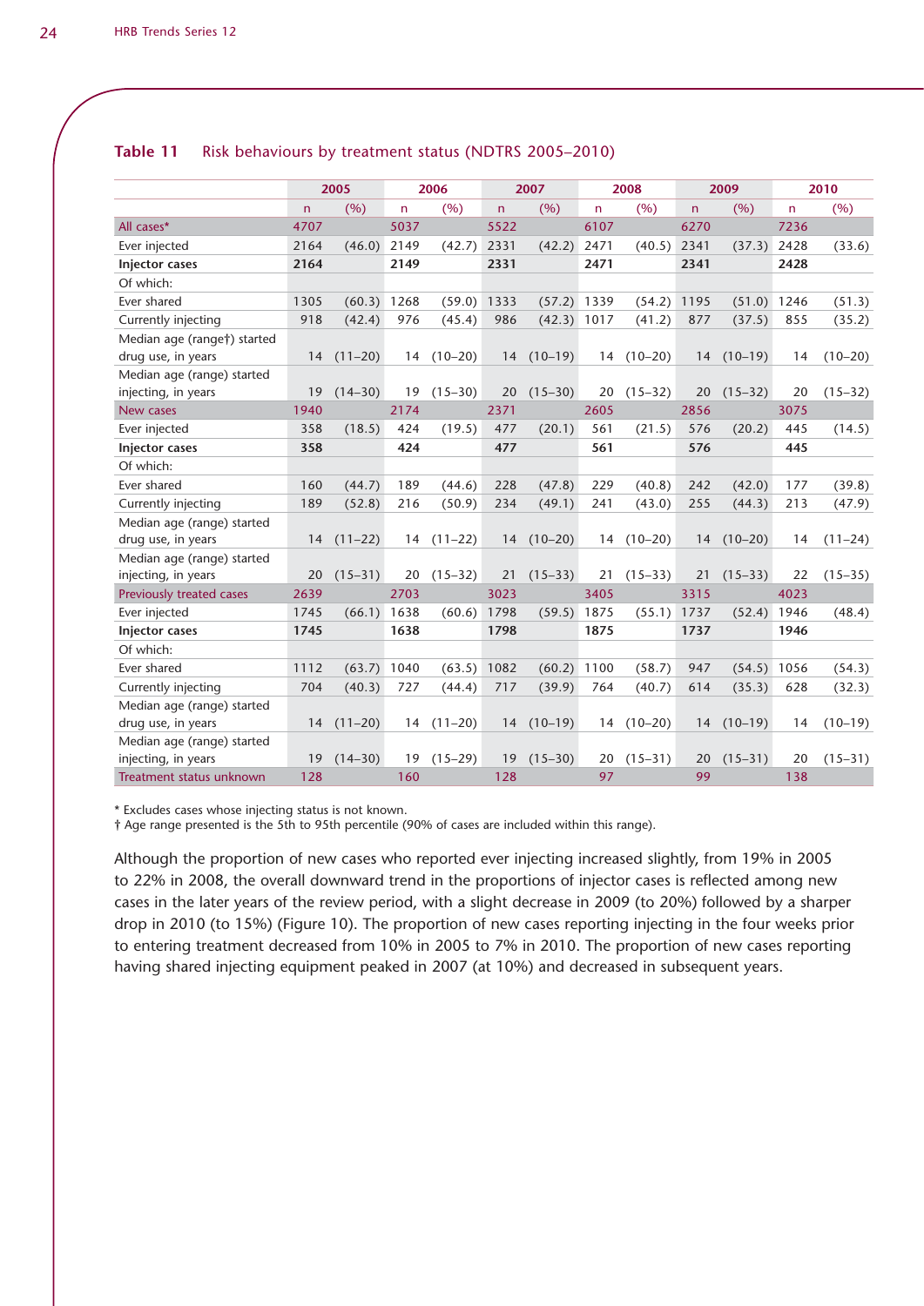**Table 11** Risk behaviours by treatment status (NDTRS 2005–2010)

| | 2005 | | 2006 | | 2007 | | 2008 | | 2009 | | 2010 | |
|---|---|---|---|---|---|---|---|---|---|---|---|---|
| | n | (%) | n | (%) | n | (%) | n | (%) | n | (%) | n | (%) |
| All cases* | 4707 | | 5037 | | 5522 | | 6107 | | 6270 | | 7236 | |
| Ever injected | 2164 | (46.0) | 2149 | (42.7) | 2331 | (42.2) | 2471 | (40.5) | 2341 | (37.3) | 2428 | (33.6) |
| **Injector cases** | **2164** | | **2149** | | **2331** | | **2471** | | **2341** | | **2428** | |
| Of which: | | | | | | | | | | | | |
| Ever shared | 1305 | (60.3) | 1268 | (59.0) | 1333 | (57.2) | 1339 | (54.2) | 1195 | (51.0) | 1246 | (51.3) |
| Currently injecting | 918 | (42.4) | 976 | (45.4) | 986 | (42.3) | 1017 | (41.2) | 877 | (37.5) | 855 | (35.2) |
| Median age (range†) started drug use, in years | 14 | (11–20) | 14 | (10–20) | 14 | (10–19) | 14 | (10–20) | 14 | (10–19) | 14 | (10–20) |
| Median age (range) started injecting, in years | 19 | (14–30) | 19 | (15–30) | 20 | (15–30) | 20 | (15–32) | 20 | (15–32) | 20 | (15–32) |
| New cases | 1940 | | 2174 | | 2371 | | 2605 | | 2856 | | 3075 | |
| Ever injected | 358 | (18.5) | 424 | (19.5) | 477 | (20.1) | 561 | (21.5) | 576 | (20.2) | 445 | (14.5) |
| **Injector cases** | **358** | | **424** | | **477** | | **561** | | **576** | | **445** | |
| Of which: | | | | | | | | | | | | |
| Ever shared | 160 | (44.7) | 189 | (44.6) | 228 | (47.8) | 229 | (40.8) | 242 | (42.0) | 177 | (39.8) |
| Currently injecting | 189 | (52.8) | 216 | (50.9) | 234 | (49.1) | 241 | (43.0) | 255 | (44.3) | 213 | (47.9) |
| Median age (range) started drug use, in years | 14 | (11–22) | 14 | (11–22) | 14 | (10–20) | 14 | (10–20) | 14 | (10–20) | 14 | (11–24) |
| Median age (range) started injecting, in years | 20 | (15–31) | 20 | (15–32) | 21 | (15–33) | 21 | (15–33) | 21 | (15–33) | 22 | (15–35) |
| Previously treated cases | 2639 | | 2703 | | 3023 | | 3405 | | 3315 | | 4023 | |
| Ever injected | 1745 | (66.1) | 1638 | (60.6) | 1798 | (59.5) | 1875 | (55.1) | 1737 | (52.4) | 1946 | (48.4) |
| **Injector cases** | **1745** | | **1638** | | **1798** | | **1875** | | **1737** | | **1946** | |
| Of which: | | | | | | | | | | | | |
| Ever shared | 1112 | (63.7) | 1040 | (63.5) | 1082 | (60.2) | 1100 | (58.7) | 947 | (54.5) | 1056 | (54.3) |
| Currently injecting | 704 | (40.3) | 727 | (44.4) | 717 | (39.9) | 764 | (40.7) | 614 | (35.3) | 628 | (32.3) |
| Median age (range) started drug use, in years | 14 | (11–20) | 14 | (11–20) | 14 | (10–19) | 14 | (10–20) | 14 | (10–19) | 14 | (10–19) |
| Median age (range) started injecting, in years | 19 | (14–30) | 19 | (15–29) | 19 | (15–30) | 20 | (15–31) | 20 | (15–31) | 20 | (15–31) |
| Treatment status unknown | 128 | | 160 | | 128 | | 97 | | 99 | | 138 | |

\* Excludes cases whose injecting status is not known.
† Age range presented is the 5th to 95th percentile (90% of cases are included within this range).

Although the proportion of new cases who reported ever injecting increased slightly, from 19% in 2005 to 22% in 2008, the overall downward trend in the proportions of injector cases is reflected among new cases in the later years of the review period, with a slight decrease in 2009 (to 20%) followed by a sharper drop in 2010 (to 15%) (Figure 10). The proportion of new cases reporting injecting in the four weeks prior to entering treatment decreased from 10% in 2005 to 7% in 2010. The proportion of new cases reporting having shared injecting equipment peaked in 2007 (at 10%) and decreased in subsequent years.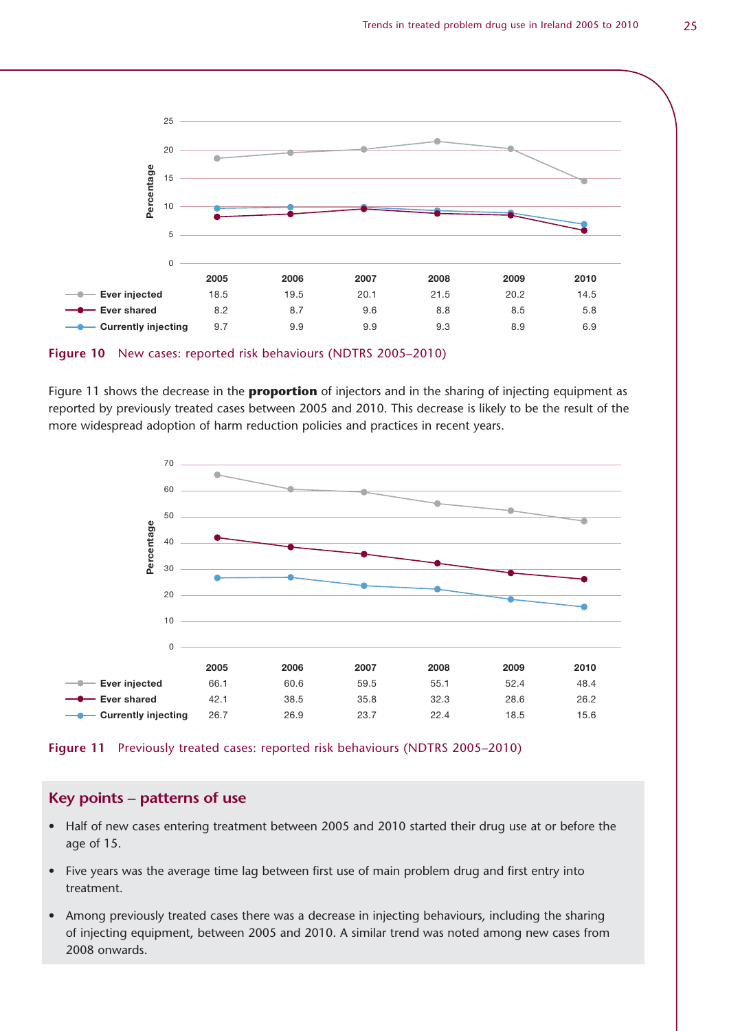| | 2005 | 2006 | 2007 | 2008 | 2009 | 2010 |
|---|---|---|---|---|---|---|
| Ever injected | 18.5 | 19.5 | 20.1 | 21.5 | 20.2 | 14.5 |
| Ever shared | 8.2 | 8.7 | 9.6 | 8.8 | 8.5 | 5.8 |
| Currently injecting | 9.7 | 9.9 | 9.9 | 9.3 | 8.9 | 6.9 |

**Figure 10** New cases: reported risk behaviours (NDTRS 2005–2010)

Figure 11 shows the decrease in the **proportion** of injectors and in the sharing of injecting equipment as reported by previously treated cases between 2005 and 2010. This decrease is likely to be the result of the more widespread adoption of harm reduction policies and practices in recent years.

| | 2005 | 2006 | 2007 | 2008 | 2009 | 2010 |
|---|---|---|---|---|---|---|
| Ever injected | 66.1 | 60.6 | 59.5 | 55.1 | 52.4 | 48.4 |
| Ever shared | 42.1 | 38.5 | 35.8 | 32.3 | 28.6 | 26.2 |
| Currently injecting | 26.7 | 26.9 | 23.7 | 22.4 | 18.5 | 15.6 |

**Figure 11** Previously treated cases: reported risk behaviours (NDTRS 2005–2010)

## Key points – patterns of use

- Half of new cases entering treatment between 2005 and 2010 started their drug use at or before the age of 15.
- Five years was the average time lag between first use of main problem drug and first entry into treatment.
- Among previously treated cases there was a decrease in injecting behaviours, including the sharing of injecting equipment, between 2005 and 2010. A similar trend was noted among new cases from 2008 onwards.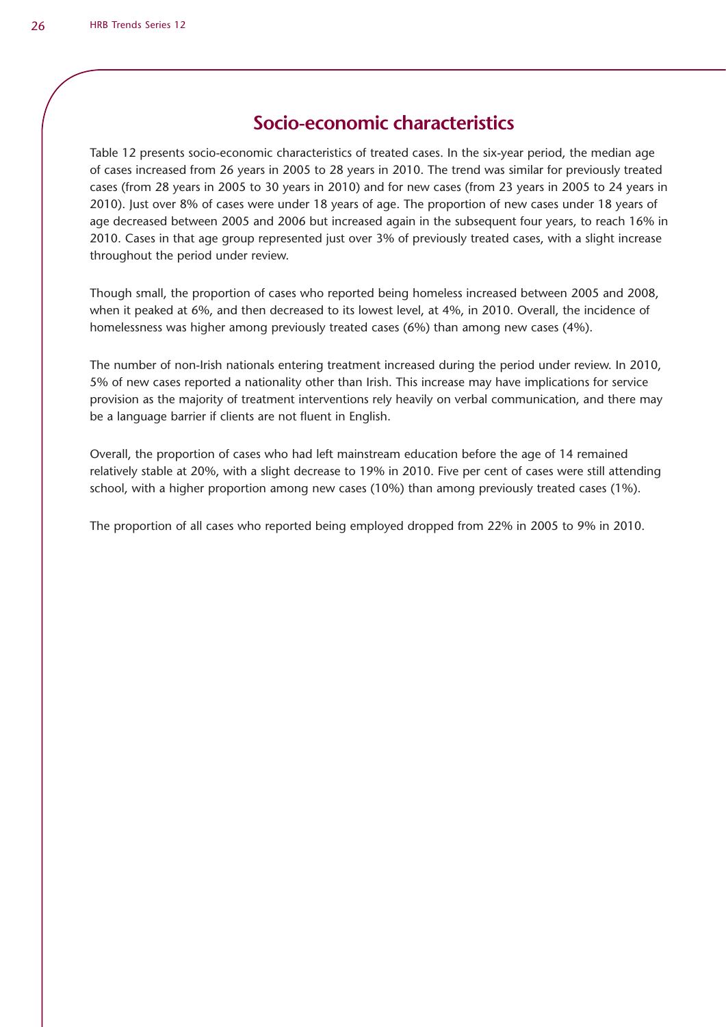## Socio-economic characteristics

Table 12 presents socio-economic characteristics of treated cases. In the six-year period, the median age of cases increased from 26 years in 2005 to 28 years in 2010. The trend was similar for previously treated cases (from 28 years in 2005 to 30 years in 2010) and for new cases (from 23 years in 2005 to 24 years in 2010). Just over 8% of cases were under 18 years of age. The proportion of new cases under 18 years of age decreased between 2005 and 2006 but increased again in the subsequent four years, to reach 16% in 2010. Cases in that age group represented just over 3% of previously treated cases, with a slight increase throughout the period under review.

Though small, the proportion of cases who reported being homeless increased between 2005 and 2008, when it peaked at 6%, and then decreased to its lowest level, at 4%, in 2010. Overall, the incidence of homelessness was higher among previously treated cases (6%) than among new cases (4%).

The number of non-Irish nationals entering treatment increased during the period under review. In 2010, 5% of new cases reported a nationality other than Irish. This increase may have implications for service provision as the majority of treatment interventions rely heavily on verbal communication, and there may be a language barrier if clients are not fluent in English.

Overall, the proportion of cases who had left mainstream education before the age of 14 remained relatively stable at 20%, with a slight decrease to 19% in 2010. Five per cent of cases were still attending school, with a higher proportion among new cases (10%) than among previously treated cases (1%).

The proportion of all cases who reported being employed dropped from 22% in 2005 to 9% in 2010.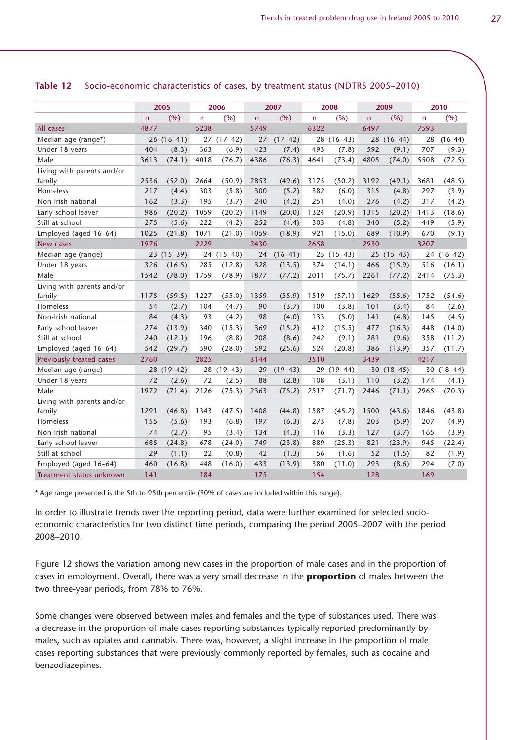**Table 12** Socio-economic characteristics of cases, by treatment status (NDTRS 2005–2010)

| | 2005 | | 2006 | | 2007 | | 2008 | | 2009 | | 2010 | |
|---|---|---|---|---|---|---|---|---|---|---|---|---|
| | n | (%) | n | (%) | n | (%) | n | (%) | n | (%) | n | (%) |
| All cases | 4877 | | 5238 | | 5749 | | 6322 | | 6497 | | 7593 | |
| Median age (range*) | 26 | (16–41) | 27 | (17–42) | 27 | (17–42) | 28 | (16–43) | 28 | (16–44) | 28 | (16–44) |
| Under 18 years | 404 | (8.3) | 363 | (6.9) | 423 | (7.4) | 493 | (7.8) | 592 | (9.1) | 707 | (9.3) |
| Male | 3613 | (74.1) | 4018 | (76.7) | 4386 | (76.3) | 4641 | (73.4) | 4805 | (74.0) | 5508 | (72.5) |
| Living with parents and/or family | 2536 | (52.0) | 2664 | (50.9) | 2853 | (49.6) | 3175 | (50.2) | 3192 | (49.1) | 3681 | (48.5) |
| Homeless | 217 | (4.4) | 303 | (5.8) | 300 | (5.2) | 382 | (6.0) | 315 | (4.8) | 297 | (3.9) |
| Non-Irish national | 162 | (3.3) | 195 | (3.7) | 240 | (4.2) | 251 | (4.0) | 276 | (4.2) | 317 | (4.2) |
| Early school leaver | 986 | (20.2) | 1059 | (20.2) | 1149 | (20.0) | 1324 | (20.9) | 1315 | (20.2) | 1413 | (18.6) |
| Still at school | 275 | (5.6) | 222 | (4.2) | 252 | (4.4) | 303 | (4.8) | 340 | (5.2) | 449 | (5.9) |
| Employed (aged 16–64) | 1025 | (21.8) | 1071 | (21.0) | 1059 | (18.9) | 921 | (15.0) | 689 | (10.9) | 670 | (9.1) |
| New cases | 1976 | | 2229 | | 2430 | | 2658 | | 2930 | | 3207 | |
| Median age (range) | 23 | (15–39) | 24 | (15–40) | 24 | (16–41) | 25 | (15–43) | 25 | (15–43) | 24 | (16–42) |
| Under 18 years | 326 | (16.5) | 285 | (12.8) | 328 | (13.5) | 374 | (14.1) | 466 | (15.9) | 516 | (16.1) |
| Male | 1542 | (78.0) | 1759 | (78.9) | 1877 | (77.2) | 2011 | (75.7) | 2261 | (77.2) | 2414 | (75.3) |
| Living with parents and/or family | 1175 | (59.5) | 1227 | (55.0) | 1359 | (55.9) | 1519 | (57.1) | 1629 | (55.6) | 1752 | (54.6) |
| Homeless | 54 | (2.7) | 104 | (4.7) | 90 | (3.7) | 100 | (3.8) | 101 | (3.4) | 84 | (2.6) |
| Non-Irish national | 84 | (4.3) | 93 | (4.2) | 98 | (4.0) | 133 | (5.0) | 141 | (4.8) | 145 | (4.5) |
| Early school leaver | 274 | (13.9) | 340 | (15.3) | 369 | (15.2) | 412 | (15.5) | 477 | (16.3) | 448 | (14.0) |
| Still at school | 240 | (12.1) | 196 | (8.8) | 208 | (8.6) | 242 | (9.1) | 281 | (9.6) | 358 | (11.2) |
| Employed (aged 16–64) | 542 | (29.7) | 590 | (28.0) | 592 | (25.6) | 524 | (20.8) | 386 | (13.9) | 357 | (11.7) |
| Previously treated cases | 2760 | | 2825 | | 3144 | | 3510 | | 3439 | | 4217 | |
| Median age (range) | 28 | (19–42) | 28 | (19–43) | 29 | (19–43) | 29 | (19–44) | 30 | (18–45) | 30 | (18–44) |
| Under 18 years | 72 | (2.6) | 72 | (2.5) | 88 | (2.8) | 108 | (3.1) | 110 | (3.2) | 174 | (4.1) |
| Male | 1972 | (71.4) | 2126 | (75.3) | 2363 | (75.2) | 2517 | (71.7) | 2446 | (71.1) | 2965 | (70.3) |
| Living with parents and/or family | 1291 | (46.8) | 1343 | (47.5) | 1408 | (44.8) | 1587 | (45.2) | 1500 | (43.6) | 1846 | (43.8) |
| Homeless | 155 | (5.6) | 193 | (6.8) | 197 | (6.3) | 273 | (7.8) | 203 | (5.9) | 207 | (4.9) |
| Non-Irish national | 74 | (2.7) | 95 | (3.4) | 134 | (4.3) | 116 | (3.3) | 127 | (3.7) | 165 | (3.9) |
| Early school leaver | 685 | (24.8) | 678 | (24.0) | 749 | (23.8) | 889 | (25.3) | 821 | (23.9) | 945 | (22.4) |
| Still at school | 29 | (1.1) | 22 | (0.8) | 42 | (1.3) | 56 | (1.6) | 52 | (1.5) | 82 | (1.9) |
| Employed (aged 16–64) | 460 | (16.8) | 448 | (16.0) | 433 | (13.9) | 380 | (11.0) | 293 | (8.6) | 294 | (7.0) |
| Treatment status unknown | 141 | | 184 | | 175 | | 154 | | 128 | | 169 | |

* Age range presented is the 5th to 95th percentile (90% of cases are included within this range).

In order to illustrate trends over the reporting period, data were further examined for selected socio-economic characteristics for two distinct time periods, comparing the period 2005–2007 with the period 2008–2010.

Figure 12 shows the variation among new cases in the proportion of male cases and in the proportion of cases in employment. Overall, there was a very small decrease in the **proportion** of males between the two three-year periods, from 78% to 76%.

Some changes were observed between males and females and the type of substances used. There was a decrease in the proportion of male cases reporting substances typically reported predominantly by males, such as opiates and cannabis. There was, however, a slight increase in the proportion of male cases reporting substances that were previously commonly reported by females, such as cocaine and benzodiazepines.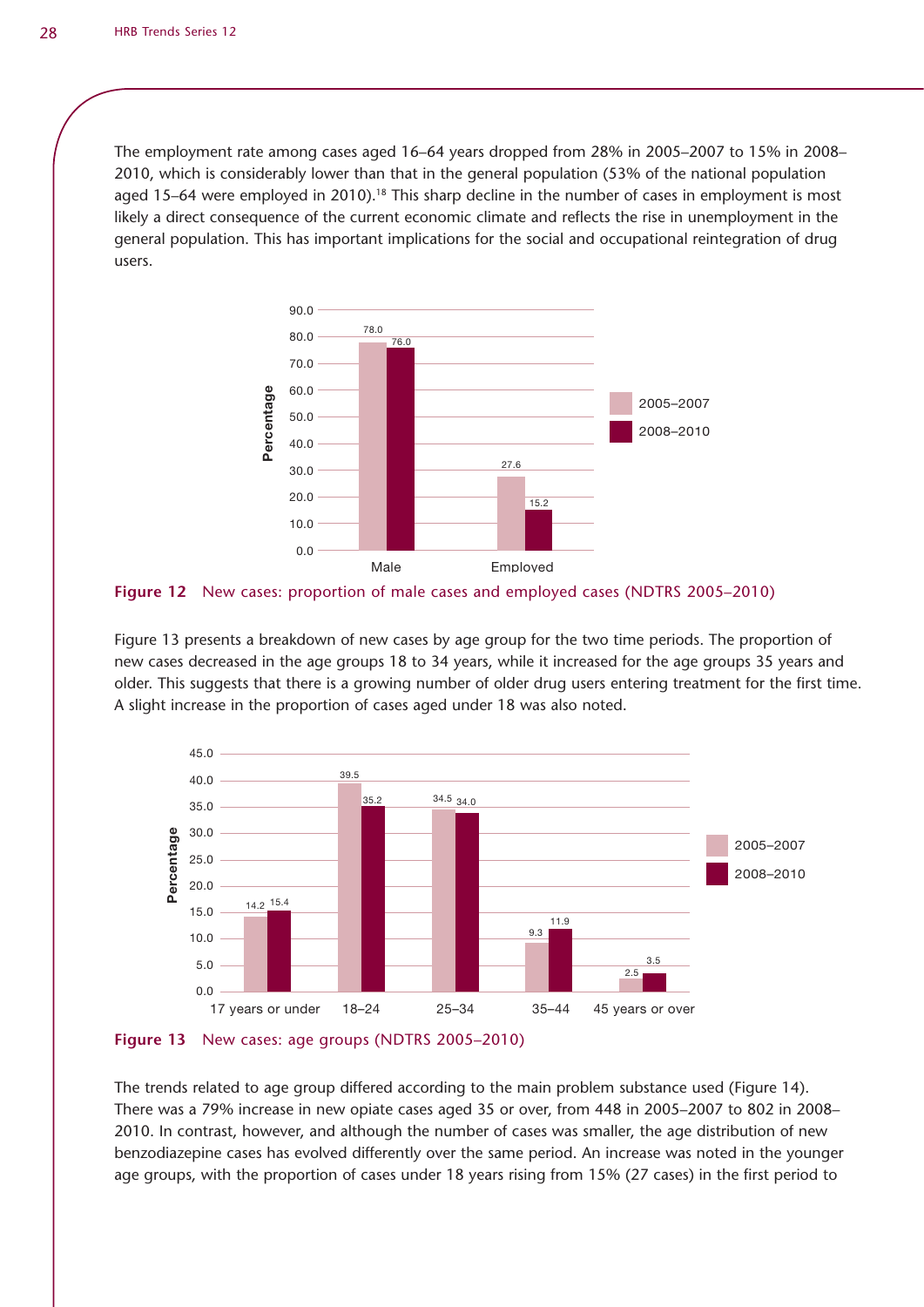The employment rate among cases aged 16–64 years dropped from 28% in 2005–2007 to 15% in 2008–2010, which is considerably lower than that in the general population (53% of the national population aged 15–64 were employed in 2010).[18] This sharp decline in the number of cases in employment is most likely a direct consequence of the current economic climate and reflects the rise in unemployment in the general population. This has important implications for the social and occupational reintegration of drug users.

| | 2005–2007 | 2008–2010 |
|---|---|---|
| Male | 78.0 | 76.0 |
| Employed | 27.6 | 15.2 |

**Figure 12** New cases: proportion of male cases and employed cases (NDTRS 2005–2010)

Figure 13 presents a breakdown of new cases by age group for the two time periods. The proportion of new cases decreased in the age groups 18 to 34 years, while it increased for the age groups 35 years and older. This suggests that there is a growing number of older drug users entering treatment for the first time. A slight increase in the proportion of cases aged under 18 was also noted.

| | 2005–2007 | 2008–2010 |
|---|---|---|
| 17 years or under | 14.2 | 15.4 |
| 18–24 | 39.5 | 35.2 |
| 25–34 | 34.5 | 34.0 |
| 35–44 | 9.3 | 11.9 |
| 45 years or over | 2.5 | 3.5 |

**Figure 13** New cases: age groups (NDTRS 2005–2010)

The trends related to age group differed according to the main problem substance used (Figure 14). There was a 79% increase in new opiate cases aged 35 or over, from 448 in 2005–2007 to 802 in 2008–2010. In contrast, however, and although the number of cases was smaller, the age distribution of new benzodiazepine cases has evolved differently over the same period. An increase was noted in the younger age groups, with the proportion of cases under 18 years rising from 15% (27 cases) in the first period to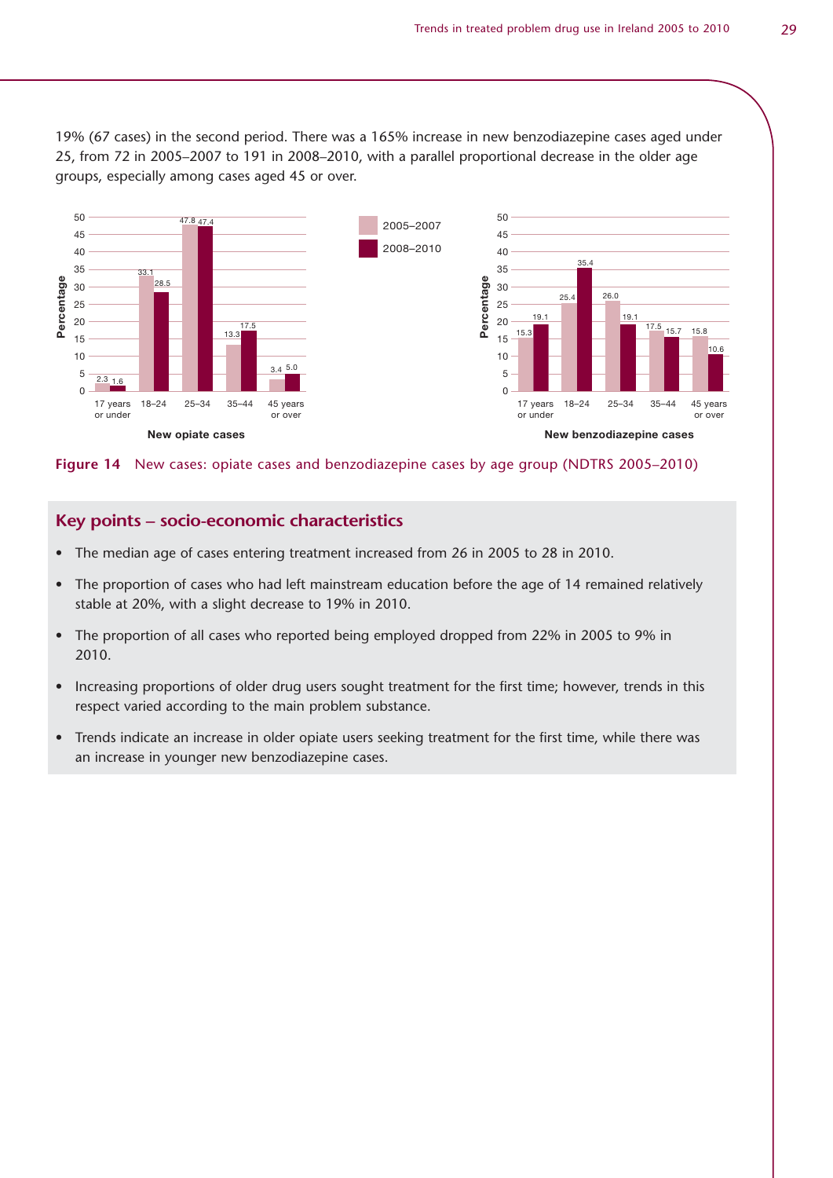19% (67 cases) in the second period. There was a 165% increase in new benzodiazepine cases aged under 25, from 72 in 2005–2007 to 191 in 2008–2010, with a parallel proportional decrease in the older age groups, especially among cases aged 45 or over.

| New opiate cases (Percentage) | 17 years or under | 18–24 | 25–34 | 35–44 | 45 years or over |
|---|---|---|---|---|---|
| 2005–2007 | 2.3 | 33.1 | 47.8 | 13.3 | 3.4 |
| 2008–2010 | 1.6 | 28.5 | 47.4 | 17.5 | 5.0 |

| New benzodiazepine cases (Percentage) | 17 years or under | 18–24 | 25–34 | 35–44 | 45 years or over |
|---|---|---|---|---|---|
| 2005–2007 | 15.3 | 25.4 | 26.0 | 17.5 | 15.8 |
| 2008–2010 | 19.1 | 35.4 | 19.1 | 15.7 | 10.6 |

**Figure 14** New cases: opiate cases and benzodiazepine cases by age group (NDTRS 2005–2010)

## Key points – socio-economic characteristics

- The median age of cases entering treatment increased from 26 in 2005 to 28 in 2010.
- The proportion of cases who had left mainstream education before the age of 14 remained relatively stable at 20%, with a slight decrease to 19% in 2010.
- The proportion of all cases who reported being employed dropped from 22% in 2005 to 9% in 2010.
- Increasing proportions of older drug users sought treatment for the first time; however, trends in this respect varied according to the main problem substance.
- Trends indicate an increase in older opiate users seeking treatment for the first time, while there was an increase in younger new benzodiazepine cases.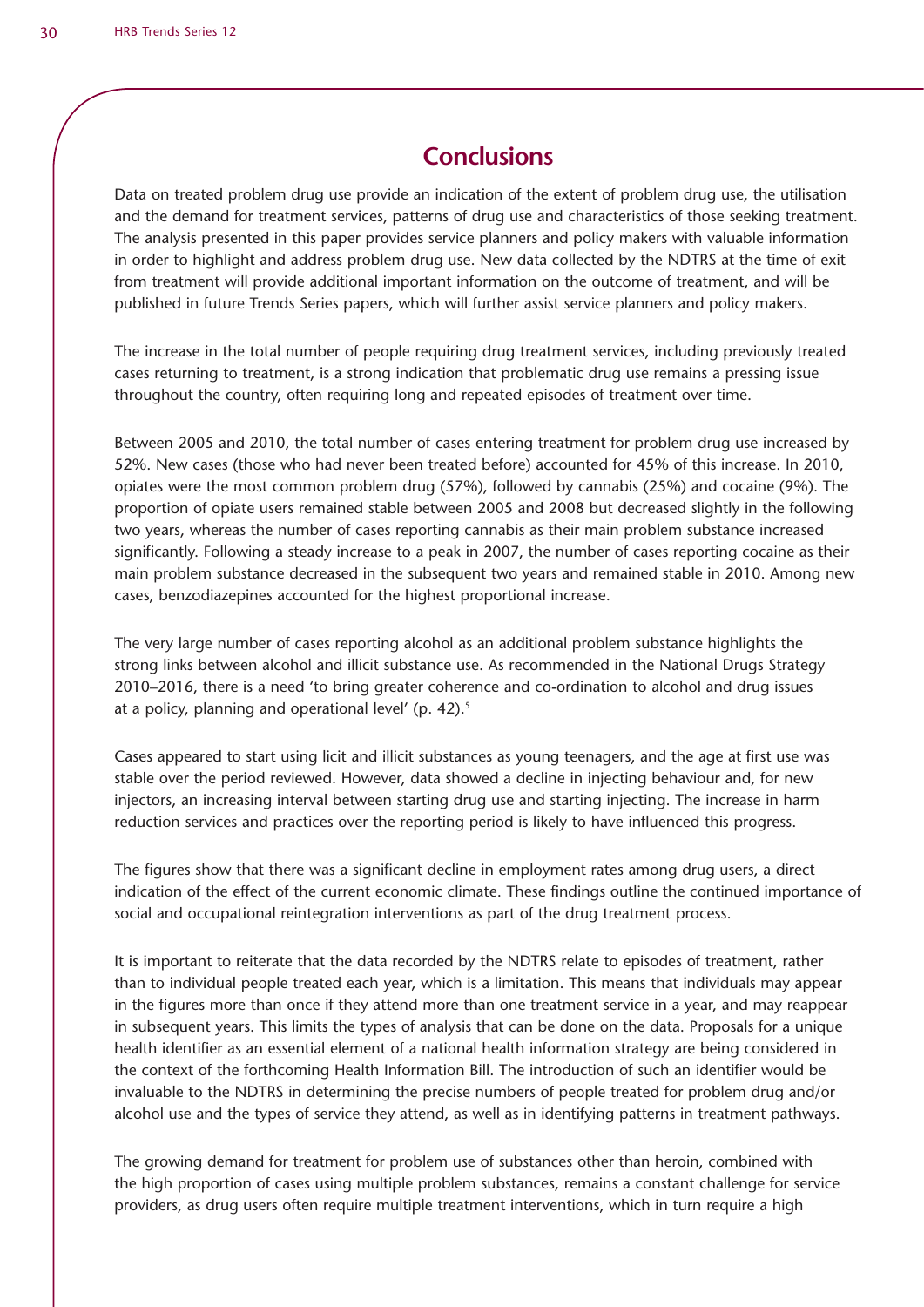# Conclusions

Data on treated problem drug use provide an indication of the extent of problem drug use, the utilisation and the demand for treatment services, patterns of drug use and characteristics of those seeking treatment. The analysis presented in this paper provides service planners and policy makers with valuable information in order to highlight and address problem drug use. New data collected by the NDTRS at the time of exit from treatment will provide additional important information on the outcome of treatment, and will be published in future Trends Series papers, which will further assist service planners and policy makers.

The increase in the total number of people requiring drug treatment services, including previously treated cases returning to treatment, is a strong indication that problematic drug use remains a pressing issue throughout the country, often requiring long and repeated episodes of treatment over time.

Between 2005 and 2010, the total number of cases entering treatment for problem drug use increased by 52%. New cases (those who had never been treated before) accounted for 45% of this increase. In 2010, opiates were the most common problem drug (57%), followed by cannabis (25%) and cocaine (9%). The proportion of opiate users remained stable between 2005 and 2008 but decreased slightly in the following two years, whereas the number of cases reporting cannabis as their main problem substance increased significantly. Following a steady increase to a peak in 2007, the number of cases reporting cocaine as their main problem substance decreased in the subsequent two years and remained stable in 2010. Among new cases, benzodiazepines accounted for the highest proportional increase.

The very large number of cases reporting alcohol as an additional problem substance highlights the strong links between alcohol and illicit substance use. As recommended in the National Drugs Strategy 2010–2016, there is a need 'to bring greater coherence and co-ordination to alcohol and drug issues at a policy, planning and operational level' (p. 42).[5]

Cases appeared to start using licit and illicit substances as young teenagers, and the age at first use was stable over the period reviewed. However, data showed a decline in injecting behaviour and, for new injectors, an increasing interval between starting drug use and starting injecting. The increase in harm reduction services and practices over the reporting period is likely to have influenced this progress.

The figures show that there was a significant decline in employment rates among drug users, a direct indication of the effect of the current economic climate. These findings outline the continued importance of social and occupational reintegration interventions as part of the drug treatment process.

It is important to reiterate that the data recorded by the NDTRS relate to episodes of treatment, rather than to individual people treated each year, which is a limitation. This means that individuals may appear in the figures more than once if they attend more than one treatment service in a year, and may reappear in subsequent years. This limits the types of analysis that can be done on the data. Proposals for a unique health identifier as an essential element of a national health information strategy are being considered in the context of the forthcoming Health Information Bill. The introduction of such an identifier would be invaluable to the NDTRS in determining the precise numbers of people treated for problem drug and/or alcohol use and the types of service they attend, as well as in identifying patterns in treatment pathways.

The growing demand for treatment for problem use of substances other than heroin, combined with the high proportion of cases using multiple problem substances, remains a constant challenge for service providers, as drug users often require multiple treatment interventions, which in turn require a high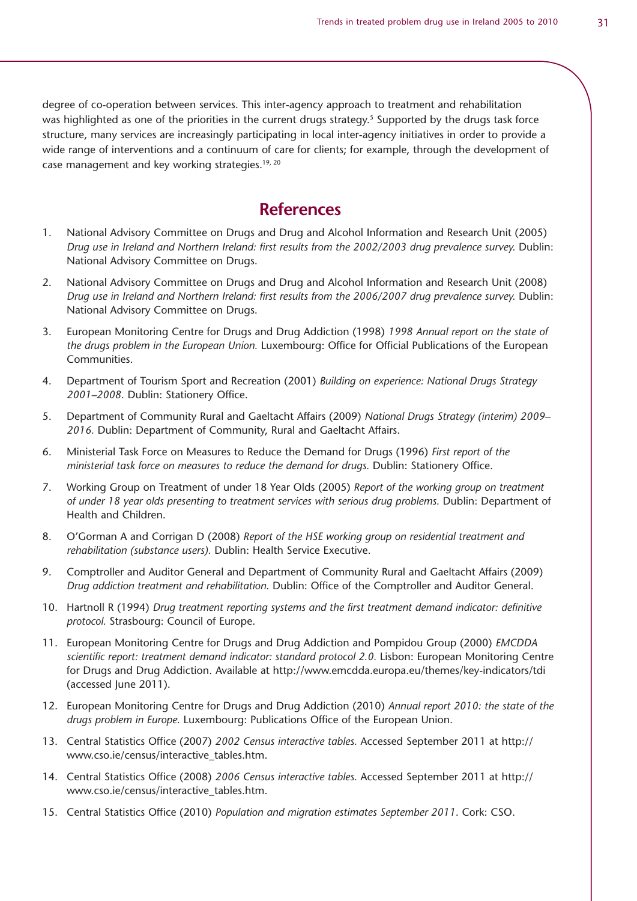degree of co-operation between services. This inter-agency approach to treatment and rehabilitation was highlighted as one of the priorities in the current drugs strategy.[5] Supported by the drugs task force structure, many services are increasingly participating in local inter-agency initiatives in order to provide a wide range of interventions and a continuum of care for clients; for example, through the development of case management and key working strategies.[19, 20]

## References

1. National Advisory Committee on Drugs and Drug and Alcohol Information and Research Unit (2005) *Drug use in Ireland and Northern Ireland: first results from the 2002/2003 drug prevalence survey.* Dublin: National Advisory Committee on Drugs.
2. National Advisory Committee on Drugs and Drug and Alcohol Information and Research Unit (2008) *Drug use in Ireland and Northern Ireland: first results from the 2006/2007 drug prevalence survey.* Dublin: National Advisory Committee on Drugs.
3. European Monitoring Centre for Drugs and Drug Addiction (1998) *1998 Annual report on the state of the drugs problem in the European Union.* Luxembourg: Office for Official Publications of the European Communities.
4. Department of Tourism Sport and Recreation (2001) *Building on experience: National Drugs Strategy 2001–2008*. Dublin: Stationery Office.
5. Department of Community Rural and Gaeltacht Affairs (2009) *National Drugs Strategy (interim) 2009–2016.* Dublin: Department of Community, Rural and Gaeltacht Affairs.
6. Ministerial Task Force on Measures to Reduce the Demand for Drugs (1996) *First report of the ministerial task force on measures to reduce the demand for drugs.* Dublin: Stationery Office.
7. Working Group on Treatment of under 18 Year Olds (2005) *Report of the working group on treatment of under 18 year olds presenting to treatment services with serious drug problems.* Dublin: Department of Health and Children.
8. O'Gorman A and Corrigan D (2008) *Report of the HSE working group on residential treatment and rehabilitation (substance users).* Dublin: Health Service Executive.
9. Comptroller and Auditor General and Department of Community Rural and Gaeltacht Affairs (2009) *Drug addiction treatment and rehabilitation.* Dublin: Office of the Comptroller and Auditor General.
10. Hartnoll R (1994) *Drug treatment reporting systems and the first treatment demand indicator: definitive protocol.* Strasbourg: Council of Europe.
11. European Monitoring Centre for Drugs and Drug Addiction and Pompidou Group (2000) *EMCDDA scientific report: treatment demand indicator: standard protocol 2.0.* Lisbon: European Monitoring Centre for Drugs and Drug Addiction. Available at http://www.emcdda.europa.eu/themes/key-indicators/tdi (accessed June 2011).
12. European Monitoring Centre for Drugs and Drug Addiction (2010) *Annual report 2010: the state of the drugs problem in Europe.* Luxembourg: Publications Office of the European Union.
13. Central Statistics Office (2007) *2002 Census interactive tables.* Accessed September 2011 at http://www.cso.ie/census/interactive_tables.htm.
14. Central Statistics Office (2008) *2006 Census interactive tables.* Accessed September 2011 at http://www.cso.ie/census/interactive_tables.htm.
15. Central Statistics Office (2010) *Population and migration estimates September 2011*. Cork: CSO.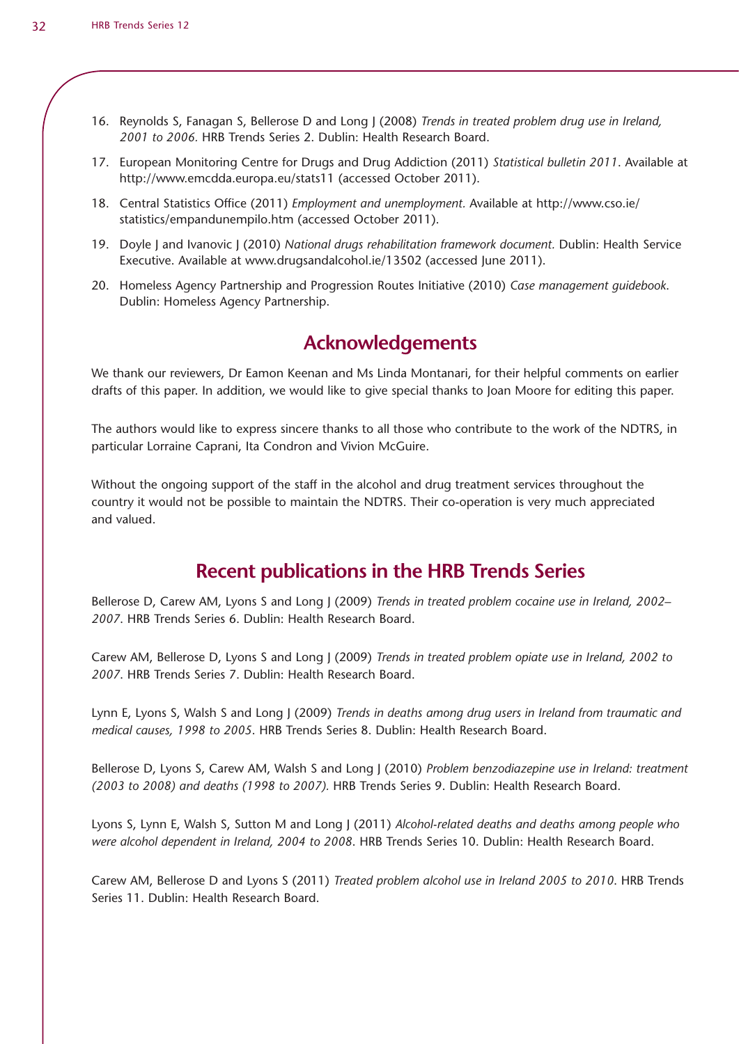16. Reynolds S, Fanagan S, Bellerose D and Long J (2008) *Trends in treated problem drug use in Ireland, 2001 to 2006.* HRB Trends Series 2. Dublin: Health Research Board.
17. European Monitoring Centre for Drugs and Drug Addiction (2011) *Statistical bulletin 2011*. Available at http://www.emcdda.europa.eu/stats11 (accessed October 2011).
18. Central Statistics Office (2011) *Employment and unemployment.* Available at http://www.cso.ie/statistics/empandunempilo.htm (accessed October 2011).
19. Doyle J and Ivanovic J (2010) *National drugs rehabilitation framework document.* Dublin: Health Service Executive. Available at www.drugsandalcohol.ie/13502 (accessed June 2011).
20. Homeless Agency Partnership and Progression Routes Initiative (2010) *Case management guidebook.* Dublin: Homeless Agency Partnership.

## Acknowledgements

We thank our reviewers, Dr Eamon Keenan and Ms Linda Montanari, for their helpful comments on earlier drafts of this paper. In addition, we would like to give special thanks to Joan Moore for editing this paper.

The authors would like to express sincere thanks to all those who contribute to the work of the NDTRS, in particular Lorraine Caprani, Ita Condron and Vivion McGuire.

Without the ongoing support of the staff in the alcohol and drug treatment services throughout the country it would not be possible to maintain the NDTRS. Their co-operation is very much appreciated and valued.

## Recent publications in the HRB Trends Series

Bellerose D, Carew AM, Lyons S and Long J (2009) *Trends in treated problem cocaine use in Ireland, 2002–2007*. HRB Trends Series 6. Dublin: Health Research Board.

Carew AM, Bellerose D, Lyons S and Long J (2009) *Trends in treated problem opiate use in Ireland, 2002 to 2007*. HRB Trends Series 7. Dublin: Health Research Board.

Lynn E, Lyons S, Walsh S and Long J (2009) *Trends in deaths among drug users in Ireland from traumatic and medical causes, 1998 to 2005*. HRB Trends Series 8. Dublin: Health Research Board.

Bellerose D, Lyons S, Carew AM, Walsh S and Long J (2010) *Problem benzodiazepine use in Ireland: treatment (2003 to 2008) and deaths (1998 to 2007).* HRB Trends Series 9. Dublin: Health Research Board.

Lyons S, Lynn E, Walsh S, Sutton M and Long J (2011) *Alcohol-related deaths and deaths among people who were alcohol dependent in Ireland, 2004 to 2008*. HRB Trends Series 10. Dublin: Health Research Board.

Carew AM, Bellerose D and Lyons S (2011) *Treated problem alcohol use in Ireland 2005 to 2010*. HRB Trends Series 11. Dublin: Health Research Board.